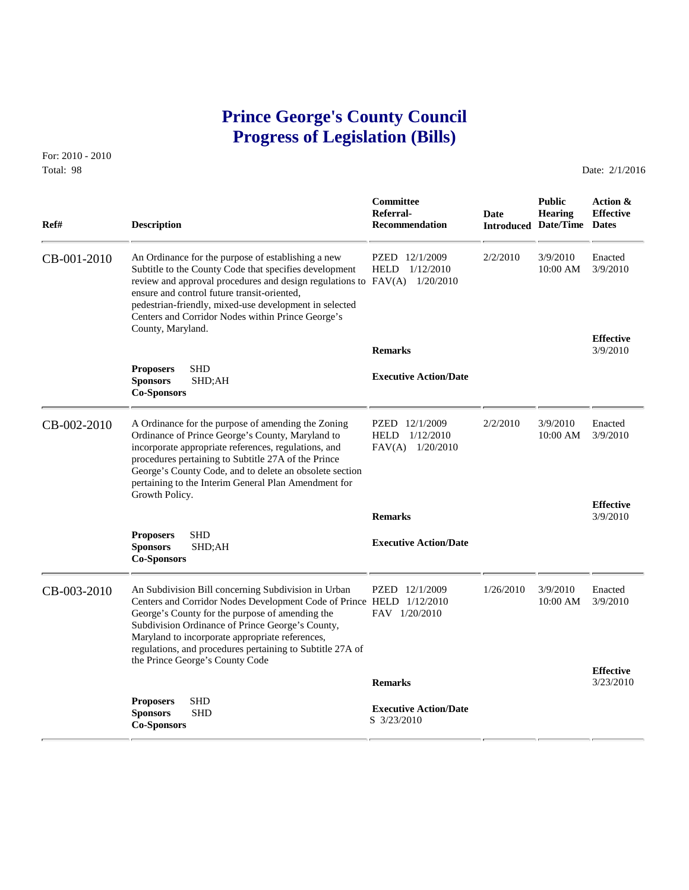# Prince George's County Council
# Progress of Legislation (Bills)

For: 2010 - 2010
Total: 98

Date: 2/1/2016

| Ref# | Description | Committee Referral-Recommendation | Date Introduced | Public Hearing Date/Time | Action & Effective Dates |
|---|---|---|---|---|---|
| CB-001-2010 | An Ordinance for the purpose of establishing a new Subtitle to the County Code that specifies development review and approval procedures and design regulations to ensure and control future transit-oriented, pedestrian-friendly, mixed-use development in selected Centers and Corridor Nodes within Prince George's County, Maryland. | PZED 12/1/2009<br>HELD 1/12/2010<br>FAV(A) 1/20/2010 | 2/2/2010 | 3/9/2010 10:00 AM | Enacted 3/9/2010 |
| | **Proposers** SHD<br>**Sponsors** SHD;AH<br>**Co-Sponsors** | **Remarks**<br><br>**Executive Action/Date** | | | **Effective** 3/9/2010 |
| CB-002-2010 | A Ordinance for the purpose of amending the Zoning Ordinance of Prince George's County, Maryland to incorporate appropriate references, regulations, and procedures pertaining to Subtitle 27A of the Prince George's County Code, and to delete an obsolete section pertaining to the Interim General Plan Amendment for Growth Policy. | PZED 12/1/2009<br>HELD 1/12/2010<br>FAV(A) 1/20/2010 | 2/2/2010 | 3/9/2010 10:00 AM | Enacted 3/9/2010 |
| | **Proposers** SHD<br>**Sponsors** SHD;AH<br>**Co-Sponsors** | **Remarks**<br><br>**Executive Action/Date** | | | **Effective** 3/9/2010 |
| CB-003-2010 | An Subdivision Bill concerning Subdivision in Urban Centers and Corridor Nodes Development Code of Prince George's County for the purpose of amending the Subdivision Ordinance of Prince George's County, Maryland to incorporate appropriate references, regulations, and procedures pertaining to Subtitle 27A of the Prince George's County Code | PZED 12/1/2009<br>HELD 1/12/2010<br>FAV 1/20/2010 | 1/26/2010 | 3/9/2010 10:00 AM | Enacted 3/9/2010 |
| | **Proposers** SHD<br>**Sponsors** SHD<br>**Co-Sponsors** | **Remarks**<br><br>**Executive Action/Date**<br>S 3/23/2010 | | | **Effective** 3/23/2010 |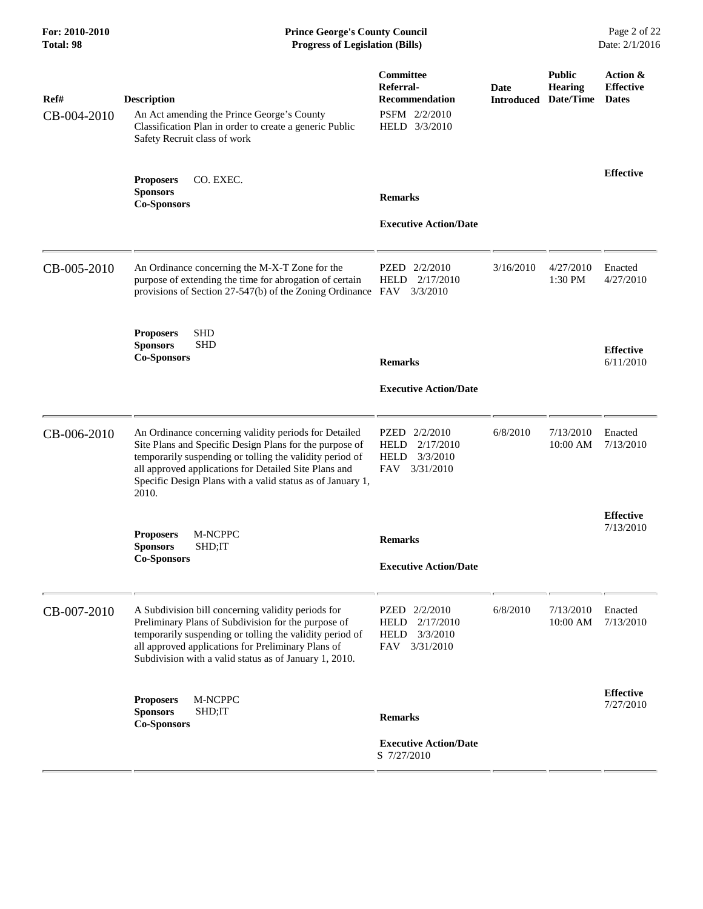| Ref# | Description | Committee Referral-Recommendation | Date Introduced | Public Hearing Date/Time | Action & Effective Dates |
|---|---|---|---|---|---|
| CB-004-2010 | An Act amending the Prince George's County Classification Plan in order to create a generic Public Safety Recruit class of work<br><br>**Proposers** CO. EXEC.<br>**Sponsors**<br>**Co-Sponsors** | PSFM 2/2/2010<br>HELD 3/3/2010<br><br>**Remarks**<br><br>**Executive Action/Date** | | | **Effective** |
| CB-005-2010 | An Ordinance concerning the M-X-T Zone for the purpose of extending the time for abrogation of certain provisions of Section 27-547(b) of the Zoning Ordinance<br><br>**Proposers** SHD<br>**Sponsors** SHD<br>**Co-Sponsors** | PZED 2/2/2010<br>HELD 2/17/2010<br>FAV 3/3/2010<br><br>**Remarks**<br><br>**Executive Action/Date** | 3/16/2010 | 4/27/2010 1:30 PM | Enacted 4/27/2010<br><br>**Effective** 6/11/2010 |
| CB-006-2010 | An Ordinance concerning validity periods for Detailed Site Plans and Specific Design Plans for the purpose of temporarily suspending or tolling the validity period of all approved applications for Detailed Site Plans and Specific Design Plans with a valid status as of January 1, 2010.<br><br>**Proposers** M-NCPPC<br>**Sponsors** SHD;IT<br>**Co-Sponsors** | PZED 2/2/2010<br>HELD 2/17/2010<br>HELD 3/3/2010<br>FAV 3/31/2010<br><br>**Remarks**<br><br>**Executive Action/Date** | 6/8/2010 | 7/13/2010 10:00 AM | Enacted 7/13/2010<br><br>**Effective** 7/13/2010 |
| CB-007-2010 | A Subdivision bill concerning validity periods for Preliminary Plans of Subdivision for the purpose of temporarily suspending or tolling the validity period of all approved applications for Preliminary Plans of Subdivision with a valid status as of January 1, 2010.<br><br>**Proposers** M-NCPPC<br>**Sponsors** SHD;IT<br>**Co-Sponsors** | PZED 2/2/2010<br>HELD 2/17/2010<br>HELD 3/3/2010<br>FAV 3/31/2010<br><br>**Remarks**<br><br>**Executive Action/Date**<br>S 7/27/2010 | 6/8/2010 | 7/13/2010 10:00 AM | Enacted 7/13/2010<br><br>**Effective** 7/27/2010 |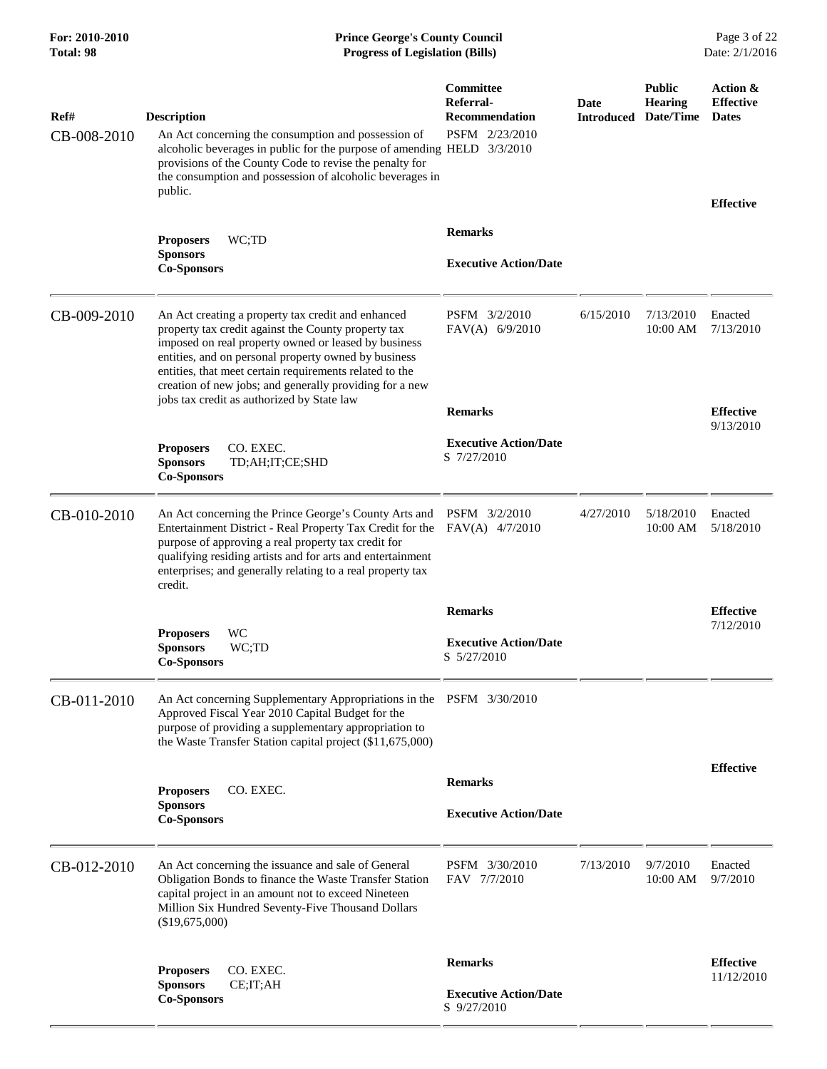| Ref# | Description | Committee Referral-Recommendation | Date Introduced | Public Hearing Date/Time | Action & Effective Dates |
|---|---|---|---|---|---|
| CB-008-2010 | An Act concerning the consumption and possession of alcoholic beverages in public for the purpose of amending provisions of the County Code to revise the penalty for the consumption and possession of alcoholic beverages in public. | PSFM 2/23/2010<br>HELD 3/3/2010 | | | |
| | | **Remarks** | | | **Effective** |
| | **Proposers** WC;TD<br>**Sponsors**<br>**Co-Sponsors** | **Executive Action/Date** | | | |
| CB-009-2010 | An Act creating a property tax credit and enhanced property tax credit against the County property tax imposed on real property owned or leased by business entities, and on personal property owned by business entities, that meet certain requirements related to the creation of new jobs; and generally providing for a new jobs tax credit as authorized by State law | PSFM 3/2/2010<br>FAV(A) 6/9/2010 | 6/15/2010 | 7/13/2010 10:00 AM | Enacted 7/13/2010 |
| | | **Remarks** | | | **Effective** 9/13/2010 |
| | **Proposers** CO. EXEC.<br>**Sponsors** TD;AH;IT;CE;SHD<br>**Co-Sponsors** | **Executive Action/Date**<br>S 7/27/2010 | | | |
| CB-010-2010 | An Act concerning the Prince George's County Arts and Entertainment District - Real Property Tax Credit for the purpose of approving a real property tax credit for qualifying residing artists and for arts and entertainment enterprises; and generally relating to a real property tax credit. | PSFM 3/2/2010<br>FAV(A) 4/7/2010 | 4/27/2010 | 5/18/2010 10:00 AM | Enacted 5/18/2010 |
| | | **Remarks** | | | **Effective** 7/12/2010 |
| | **Proposers** WC<br>**Sponsors** WC;TD<br>**Co-Sponsors** | **Executive Action/Date**<br>S 5/27/2010 | | | |
| CB-011-2010 | An Act concerning Supplementary Appropriations in the Approved Fiscal Year 2010 Capital Budget for the purpose of providing a supplementary appropriation to the Waste Transfer Station capital project ($11,675,000) | PSFM 3/30/2010 | | | |
| | | **Remarks** | | | **Effective** |
| | **Proposers** CO. EXEC.<br>**Sponsors**<br>**Co-Sponsors** | **Executive Action/Date** | | | |
| CB-012-2010 | An Act concerning the issuance and sale of General Obligation Bonds to finance the Waste Transfer Station capital project in an amount not to exceed Nineteen Million Six Hundred Seventy-Five Thousand Dollars ($19,675,000) | PSFM 3/30/2010<br>FAV 7/7/2010 | 7/13/2010 | 9/7/2010 10:00 AM | Enacted 9/7/2010 |
| | | **Remarks** | | | **Effective** 11/12/2010 |
| | **Proposers** CO. EXEC.<br>**Sponsors** CE;IT;AH<br>**Co-Sponsors** | **Executive Action/Date**<br>S 9/27/2010 | | | |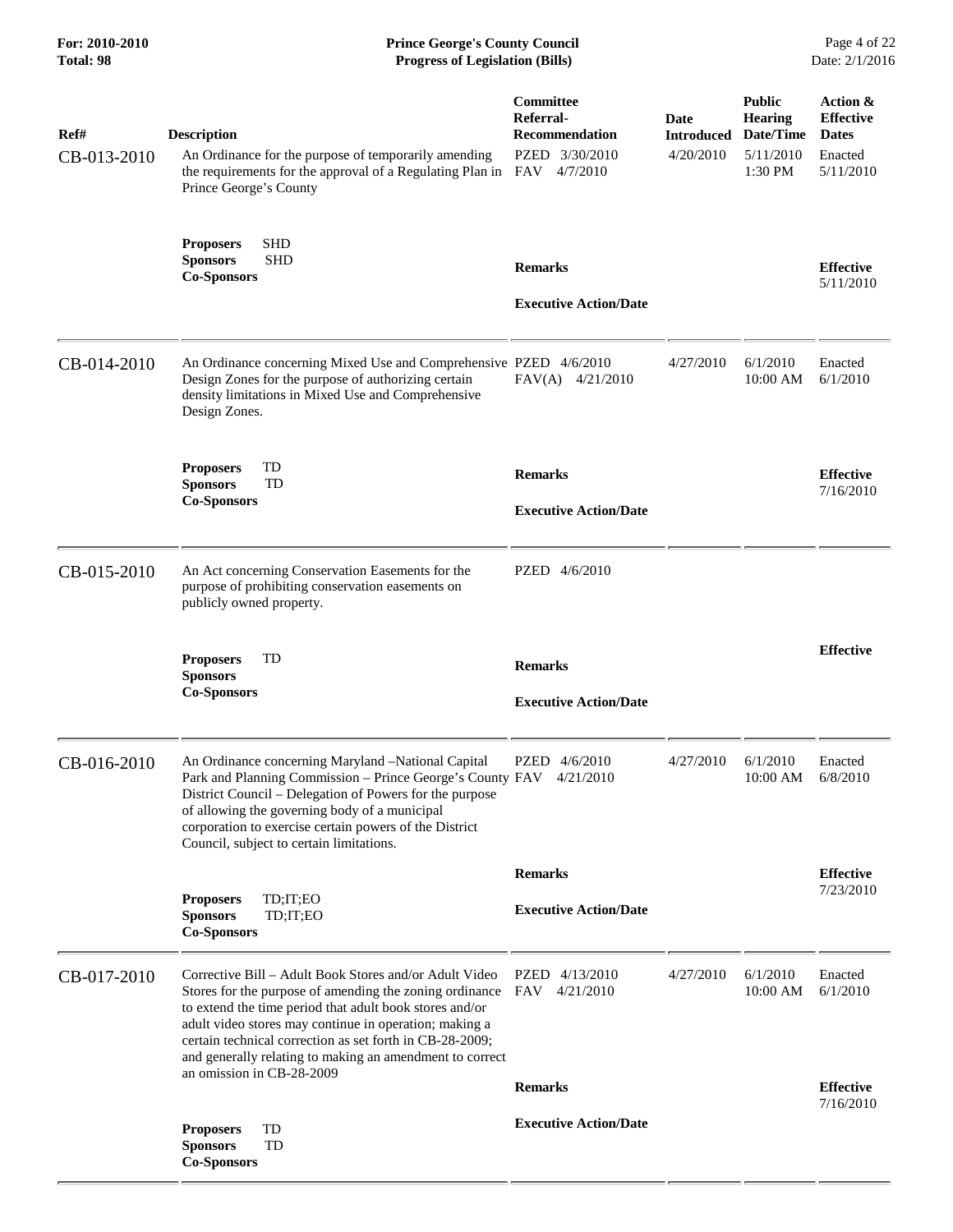| Ref# | Description | Committee Referral-Recommendation | Date Introduced | Public Hearing Date/Time | Action & Effective Dates |
|---|---|---|---|---|---|
| CB-013-2010 | An Ordinance for the purpose of temporarily amending the requirements for the approval of a Regulating Plan in Prince George's County | PZED 3/30/2010<br>FAV 4/7/2010 | 4/20/2010 | 5/11/2010<br>1:30 PM | Enacted<br>5/11/2010 |
| | **Proposers** SHD<br>**Sponsors** SHD<br>**Co-Sponsors** | **Remarks**<br><br>**Executive Action/Date** | | | **Effective**<br>5/11/2010 |
| CB-014-2010 | An Ordinance concerning Mixed Use and Comprehensive Design Zones for the purpose of authorizing certain density limitations in Mixed Use and Comprehensive Design Zones. | PZED 4/6/2010<br>FAV(A) 4/21/2010 | 4/27/2010 | 6/1/2010<br>10:00 AM | Enacted<br>6/1/2010 |
| | **Proposers** TD<br>**Sponsors** TD<br>**Co-Sponsors** | **Remarks**<br><br>**Executive Action/Date** | | | **Effective**<br>7/16/2010 |
| CB-015-2010 | An Act concerning Conservation Easements for the purpose of prohibiting conservation easements on publicly owned property. | PZED 4/6/2010 | | | |
| | **Proposers** TD<br>**Sponsors**<br>**Co-Sponsors** | **Remarks**<br><br>**Executive Action/Date** | | | **Effective** |
| CB-016-2010 | An Ordinance concerning Maryland –National Capital Park and Planning Commission – Prince George's County District Council – Delegation of Powers for the purpose of allowing the governing body of a municipal corporation to exercise certain powers of the District Council, subject to certain limitations. | PZED 4/6/2010<br>FAV 4/21/2010 | 4/27/2010 | 6/1/2010<br>10:00 AM | Enacted<br>6/8/2010 |
| | **Proposers** TD;IT;EO<br>**Sponsors** TD;IT;EO<br>**Co-Sponsors** | **Remarks**<br><br>**Executive Action/Date** | | | **Effective**<br>7/23/2010 |
| CB-017-2010 | Corrective Bill – Adult Book Stores and/or Adult Video Stores for the purpose of amending the zoning ordinance to extend the time period that adult book stores and/or adult video stores may continue in operation; making a certain technical correction as set forth in CB-28-2009; and generally relating to making an amendment to correct an omission in CB-28-2009 | PZED 4/13/2010<br>FAV 4/21/2010 | 4/27/2010 | 6/1/2010<br>10:00 AM | Enacted<br>6/1/2010 |
| | **Proposers** TD<br>**Sponsors** TD<br>**Co-Sponsors** | **Remarks**<br><br>**Executive Action/Date** | | | **Effective**<br>7/16/2010 |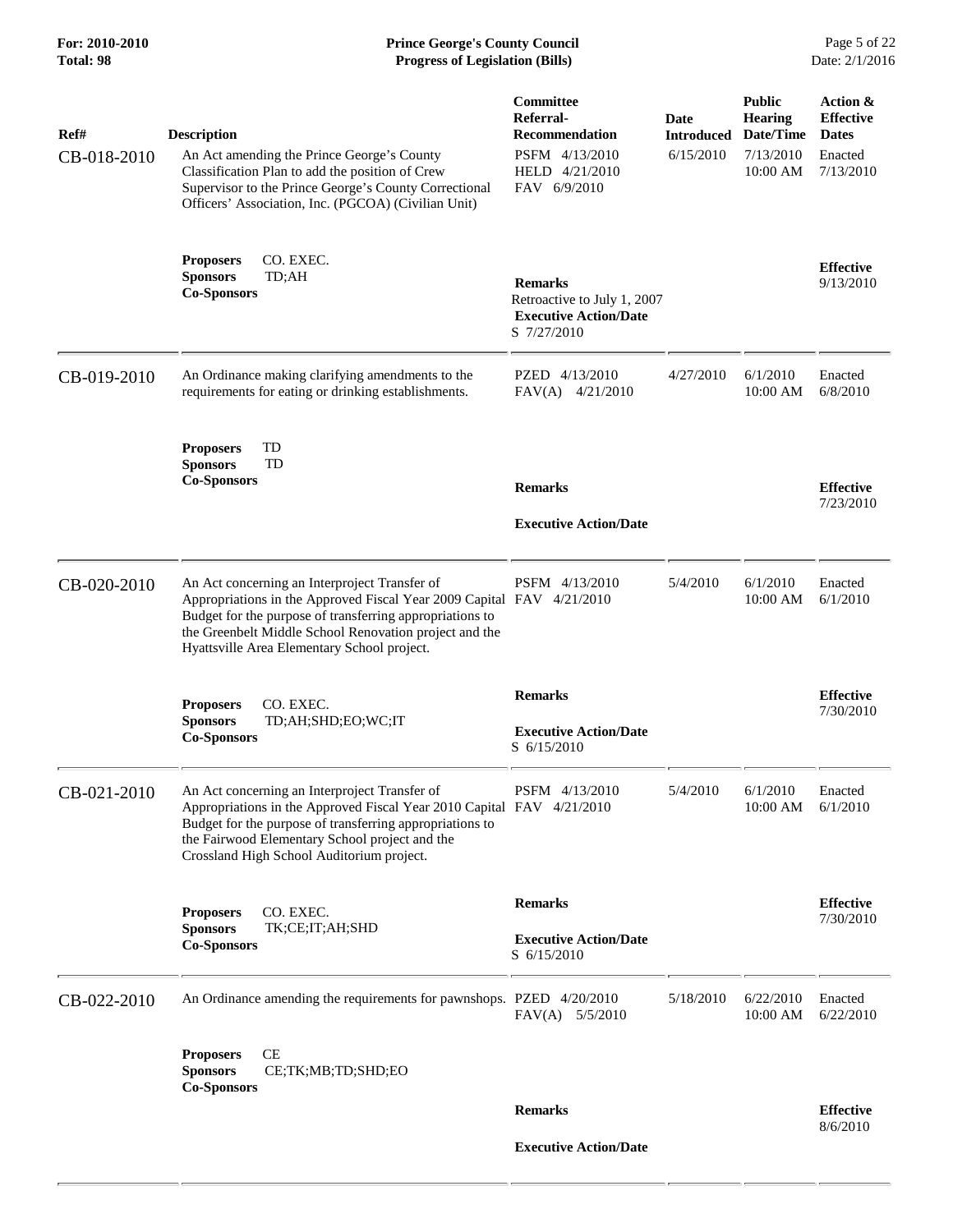| Ref# | Description | Committee Referral-Recommendation | Date Introduced | Public Hearing Date/Time | Action & Effective Dates |
|---|---|---|---|---|---|
| CB-018-2010 | An Act amending the Prince George's County Classification Plan to add the position of Crew Supervisor to the Prince George's County Correctional Officers' Association, Inc. (PGCOA) (Civilian Unit) | PSFM 4/13/2010<br>HELD 4/21/2010<br>FAV 6/9/2010 | 6/15/2010 | 7/13/2010<br>10:00 AM | Enacted<br>7/13/2010 |
| | **Proposers** CO. EXEC.<br>**Sponsors** TD;AH<br>**Co-Sponsors** | **Remarks**<br>Retroactive to July 1, 2007<br>**Executive Action/Date**<br>S 7/27/2010 | | | **Effective**<br>9/13/2010 |
| CB-019-2010 | An Ordinance making clarifying amendments to the requirements for eating or drinking establishments. | PZED 4/13/2010<br>FAV(A) 4/21/2010 | 4/27/2010 | 6/1/2010<br>10:00 AM | Enacted<br>6/8/2010 |
| | **Proposers** TD<br>**Sponsors** TD<br>**Co-Sponsors** | **Remarks**<br>**Executive Action/Date** | | | **Effective**<br>7/23/2010 |
| CB-020-2010 | An Act concerning an Interproject Transfer of Appropriations in the Approved Fiscal Year 2009 Capital Budget for the purpose of transferring appropriations to the Greenbelt Middle School Renovation project and the Hyattsville Area Elementary School project. | PSFM 4/13/2010<br>FAV 4/21/2010 | 5/4/2010 | 6/1/2010<br>10:00 AM | Enacted<br>6/1/2010 |
| | **Proposers** CO. EXEC.<br>**Sponsors** TD;AH;SHD;EO;WC;IT<br>**Co-Sponsors** | **Remarks**<br>**Executive Action/Date**<br>S 6/15/2010 | | | **Effective**<br>7/30/2010 |
| CB-021-2010 | An Act concerning an Interproject Transfer of Appropriations in the Approved Fiscal Year 2010 Capital Budget for the purpose of transferring appropriations to the Fairwood Elementary School project and the Crossland High School Auditorium project. | PSFM 4/13/2010<br>FAV 4/21/2010 | 5/4/2010 | 6/1/2010<br>10:00 AM | Enacted<br>6/1/2010 |
| | **Proposers** CO. EXEC.<br>**Sponsors** TK;CE;IT;AH;SHD<br>**Co-Sponsors** | **Remarks**<br>**Executive Action/Date**<br>S 6/15/2010 | | | **Effective**<br>7/30/2010 |
| CB-022-2010 | An Ordinance amending the requirements for pawnshops. | PZED 4/20/2010<br>FAV(A) 5/5/2010 | 5/18/2010 | 6/22/2010<br>10:00 AM | Enacted<br>6/22/2010 |
| | **Proposers** CE<br>**Sponsors** CE;TK;MB;TD;SHD;EO<br>**Co-Sponsors** | **Remarks**<br>**Executive Action/Date** | | | **Effective**<br>8/6/2010 |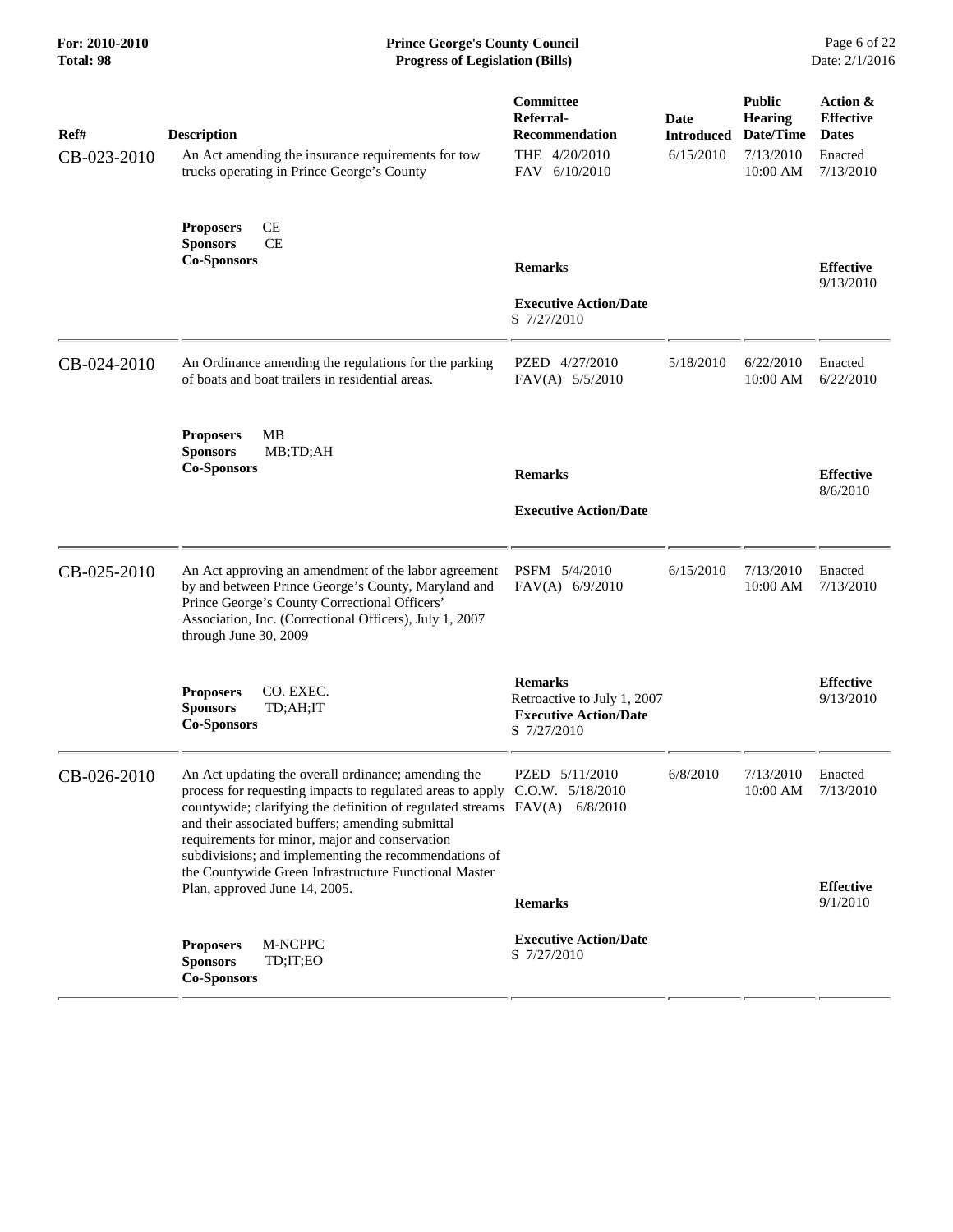| Ref# | Description | Committee Referral-Recommendation | Date Introduced | Public Hearing Date/Time | Action & Effective Dates |
|---|---|---|---|---|---|
| CB-023-2010 | An Act amending the insurance requirements for tow trucks operating in Prince George's County<br><br>**Proposers** CE<br>**Sponsors** CE<br>**Co-Sponsors** | THE 4/20/2010<br>FAV 6/10/2010<br><br>**Remarks**<br><br>**Executive Action/Date**<br>S 7/27/2010 | 6/15/2010 | 7/13/2010<br>10:00 AM | Enacted<br>7/13/2010<br><br>**Effective**<br>9/13/2010 |
| CB-024-2010 | An Ordinance amending the regulations for the parking of boats and boat trailers in residential areas.<br><br>**Proposers** MB<br>**Sponsors** MB;TD;AH<br>**Co-Sponsors** | PZED 4/27/2010<br>FAV(A) 5/5/2010<br><br>**Remarks**<br><br>**Executive Action/Date** | 5/18/2010 | 6/22/2010<br>10:00 AM | Enacted<br>6/22/2010<br><br>**Effective**<br>8/6/2010 |
| CB-025-2010 | An Act approving an amendment of the labor agreement by and between Prince George's County, Maryland and Prince George's County Correctional Officers' Association, Inc. (Correctional Officers), July 1, 2007 through June 30, 2009<br><br>**Proposers** CO. EXEC.<br>**Sponsors** TD;AH;IT<br>**Co-Sponsors** | PSFM 5/4/2010<br>FAV(A) 6/9/2010<br><br>**Remarks**<br>Retroactive to July 1, 2007<br>**Executive Action/Date**<br>S 7/27/2010 | 6/15/2010 | 7/13/2010<br>10:00 AM | Enacted<br>7/13/2010<br><br>**Effective**<br>9/13/2010 |
| CB-026-2010 | An Act updating the overall ordinance; amending the process for requesting impacts to regulated areas to apply countywide; clarifying the definition of regulated streams and their associated buffers; amending submittal requirements for minor, major and conservation subdivisions; and implementing the recommendations of the Countywide Green Infrastructure Functional Master Plan, approved June 14, 2005.<br><br>**Proposers** M-NCPPC<br>**Sponsors** TD;IT;EO<br>**Co-Sponsors** | PZED 5/11/2010<br>C.O.W. 5/18/2010<br>FAV(A) 6/8/2010<br><br>**Remarks**<br><br>**Executive Action/Date**<br>S 7/27/2010 | 6/8/2010 | 7/13/2010<br>10:00 AM | Enacted<br>7/13/2010<br><br>**Effective**<br>9/1/2010 |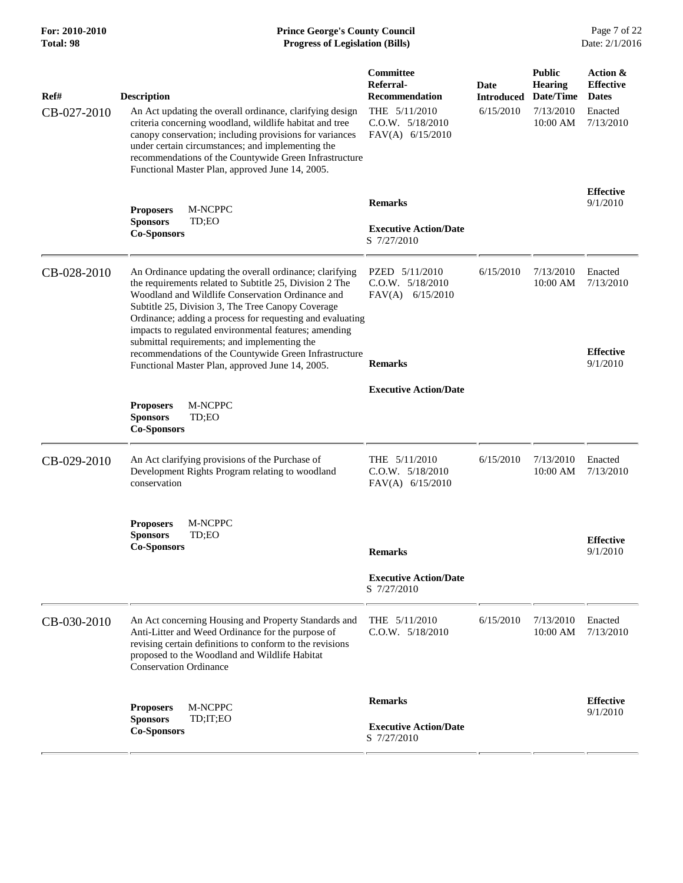| Ref# | Description | Committee Referral-Recommendation | Date Introduced | Public Hearing Date/Time | Action & Effective Dates |
|---|---|---|---|---|---|
| CB-027-2010 | An Act updating the overall ordinance, clarifying design criteria concerning woodland, wildlife habitat and tree canopy conservation; including provisions for variances under certain circumstances; and implementing the recommendations of the Countywide Green Infrastructure Functional Master Plan, approved June 14, 2005. | THE 5/11/2010<br>C.O.W. 5/18/2010<br>FAV(A) 6/15/2010 | 6/15/2010 | 7/13/2010 10:00 AM | Enacted 7/13/2010 |
| | **Proposers** M-NCPPC<br>**Sponsors** TD;EO<br>**Co-Sponsors** | **Remarks**<br><br>**Executive Action/Date**<br>S 7/27/2010 | | | **Effective** 9/1/2010 |
| CB-028-2010 | An Ordinance updating the overall ordinance; clarifying the requirements related to Subtitle 25, Division 2 The Woodland and Wildlife Conservation Ordinance and Subtitle 25, Division 3, The Tree Canopy Coverage Ordinance; adding a process for requesting and evaluating impacts to regulated environmental features; amending submittal requirements; and implementing the recommendations of the Countywide Green Infrastructure Functional Master Plan, approved June 14, 2005. | PZED 5/11/2010<br>C.O.W. 5/18/2010<br>FAV(A) 6/15/2010 | 6/15/2010 | 7/13/2010 10:00 AM | Enacted 7/13/2010 |
| | **Proposers** M-NCPPC<br>**Sponsors** TD;EO<br>**Co-Sponsors** | **Remarks**<br><br>**Executive Action/Date** | | | **Effective** 9/1/2010 |
| CB-029-2010 | An Act clarifying provisions of the Purchase of Development Rights Program relating to woodland conservation | THE 5/11/2010<br>C.O.W. 5/18/2010<br>FAV(A) 6/15/2010 | 6/15/2010 | 7/13/2010 10:00 AM | Enacted 7/13/2010 |
| | **Proposers** M-NCPPC<br>**Sponsors** TD;EO<br>**Co-Sponsors** | **Remarks**<br><br>**Executive Action/Date**<br>S 7/27/2010 | | | **Effective** 9/1/2010 |
| CB-030-2010 | An Act concerning Housing and Property Standards and Anti-Litter and Weed Ordinance for the purpose of revising certain definitions to conform to the revisions proposed to the Woodland and Wildlife Habitat Conservation Ordinance | THE 5/11/2010<br>C.O.W. 5/18/2010 | 6/15/2010 | 7/13/2010 10:00 AM | Enacted 7/13/2010 |
| | **Proposers** M-NCPPC<br>**Sponsors** TD;IT;EO<br>**Co-Sponsors** | **Remarks**<br><br>**Executive Action/Date**<br>S 7/27/2010 | | | **Effective** 9/1/2010 |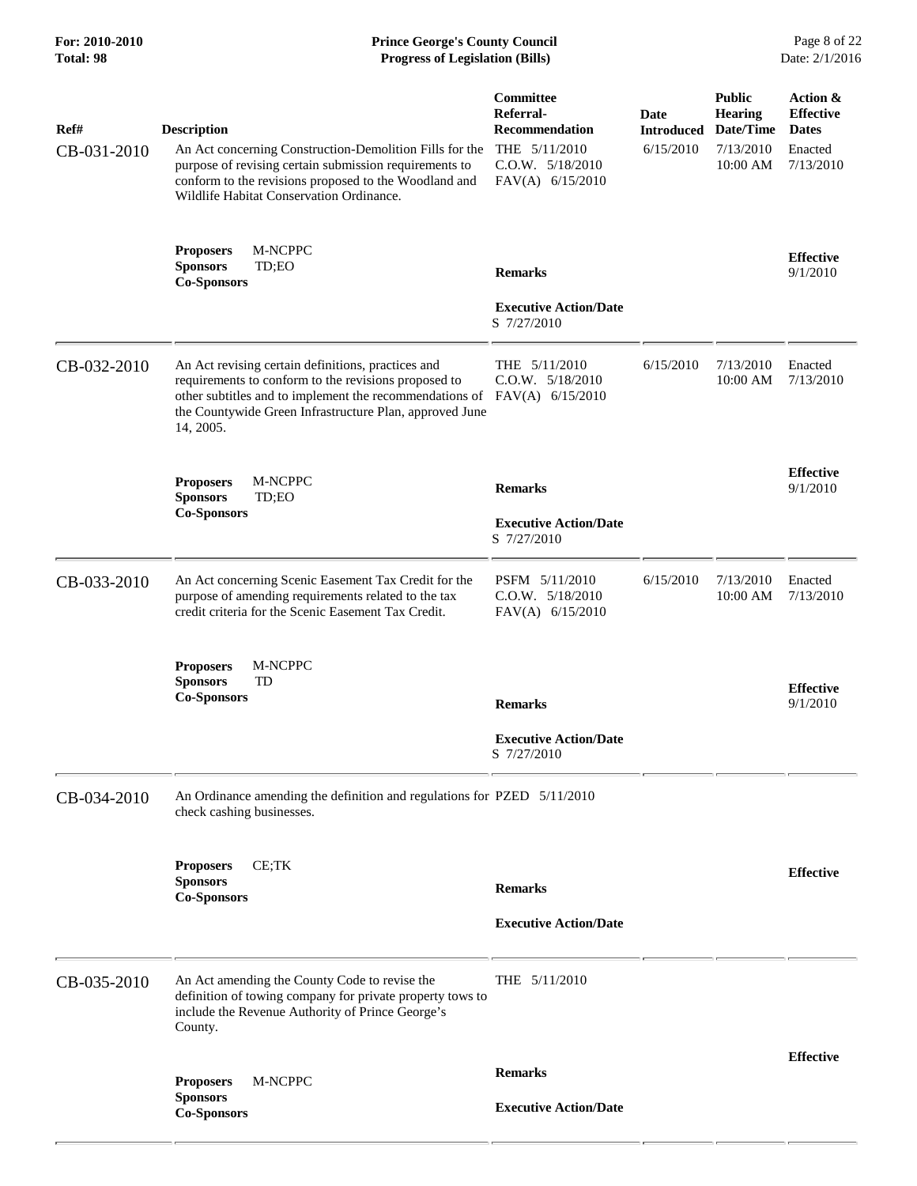| Ref# | Description | Committee Referral-Recommendation | Date Introduced | Public Hearing Date/Time | Action & Effective Dates |
|---|---|---|---|---|---|
| CB-031-2010 | An Act concerning Construction-Demolition Fills for the purpose of revising certain submission requirements to conform to the revisions proposed to the Woodland and Wildlife Habitat Conservation Ordinance. | THE 5/11/2010<br>C.O.W. 5/18/2010<br>FAV(A) 6/15/2010 | 6/15/2010 | 7/13/2010 10:00 AM | Enacted 7/13/2010 |
| | **Proposers** M-NCPPC<br>**Sponsors** TD;EO<br>**Co-Sponsors** | **Remarks**<br><br>**Executive Action/Date**<br>S 7/27/2010 | | | **Effective** 9/1/2010 |
| CB-032-2010 | An Act revising certain definitions, practices and requirements to conform to the revisions proposed to other subtitles and to implement the recommendations of the Countywide Green Infrastructure Plan, approved June 14, 2005. | THE 5/11/2010<br>C.O.W. 5/18/2010<br>FAV(A) 6/15/2010 | 6/15/2010 | 7/13/2010 10:00 AM | Enacted 7/13/2010 |
| | **Proposers** M-NCPPC<br>**Sponsors** TD;EO<br>**Co-Sponsors** | **Remarks**<br><br>**Executive Action/Date**<br>S 7/27/2010 | | | **Effective** 9/1/2010 |
| CB-033-2010 | An Act concerning Scenic Easement Tax Credit for the purpose of amending requirements related to the tax credit criteria for the Scenic Easement Tax Credit. | PSFM 5/11/2010<br>C.O.W. 5/18/2010<br>FAV(A) 6/15/2010 | 6/15/2010 | 7/13/2010 10:00 AM | Enacted 7/13/2010 |
| | **Proposers** M-NCPPC<br>**Sponsors** TD<br>**Co-Sponsors** | **Remarks**<br><br>**Executive Action/Date**<br>S 7/27/2010 | | | **Effective** 9/1/2010 |
| CB-034-2010 | An Ordinance amending the definition and regulations for check cashing businesses. | PZED 5/11/2010 | | | |
| | **Proposers** CE;TK<br>**Sponsors**<br>**Co-Sponsors** | **Remarks**<br><br>**Executive Action/Date** | | | **Effective** |
| CB-035-2010 | An Act amending the County Code to revise the definition of towing company for private property tows to include the Revenue Authority of Prince George's County. | THE 5/11/2010 | | | |
| | **Proposers** M-NCPPC<br>**Sponsors**<br>**Co-Sponsors** | **Remarks**<br><br>**Executive Action/Date** | | | **Effective** |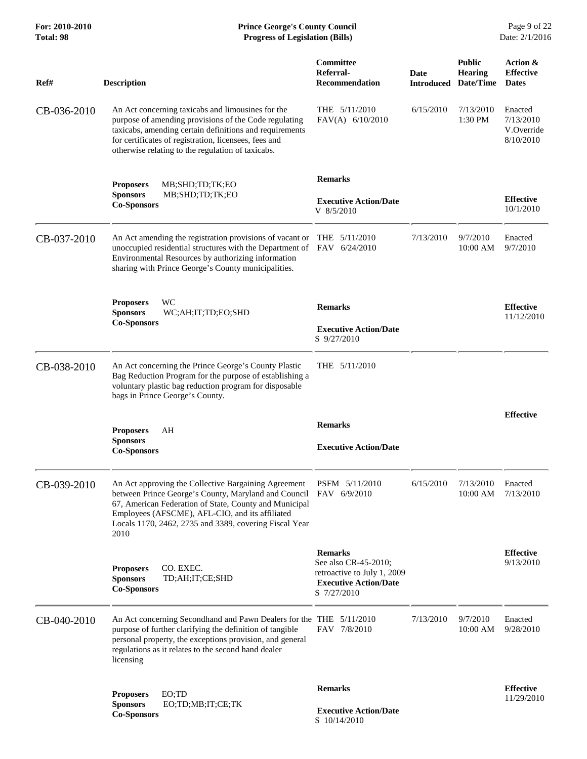| Ref# | Description | Committee Referral-Recommendation | Date Introduced | Public Hearing Date/Time | Action & Effective Dates |
|---|---|---|---|---|---|
| CB-036-2010 | An Act concerning taxicabs and limousines for the purpose of amending provisions of the Code regulating taxicabs, amending certain definitions and requirements for certificates of registration, licensees, fees and otherwise relating to the regulation of taxicabs. | THE 5/11/2010<br>FAV(A) 6/10/2010 | 6/15/2010 | 7/13/2010<br>1:30 PM | Enacted<br>7/13/2010<br>V.Override<br>8/10/2010 |
| | **Proposers** MB;SHD;TD;TK;EO<br>**Sponsors** MB;SHD;TD;TK;EO<br>**Co-Sponsors** | **Remarks**<br><br>**Executive Action/Date**<br>V 8/5/2010 | | | **Effective**<br>10/1/2010 |
| CB-037-2010 | An Act amending the registration provisions of vacant or unoccupied residential structures with the Department of Environmental Resources by authorizing information sharing with Prince George's County municipalities. | THE 5/11/2010<br>FAV 6/24/2010 | 7/13/2010 | 9/7/2010<br>10:00 AM | Enacted<br>9/7/2010 |
| | **Proposers** WC<br>**Sponsors** WC;AH;IT;TD;EO;SHD<br>**Co-Sponsors** | **Remarks**<br><br>**Executive Action/Date**<br>S 9/27/2010 | | | **Effective**<br>11/12/2010 |
| CB-038-2010 | An Act concerning the Prince George's County Plastic Bag Reduction Program for the purpose of establishing a voluntary plastic bag reduction program for disposable bags in Prince George's County. | THE 5/11/2010 | | | |
| | **Proposers** AH<br>**Sponsors**<br>**Co-Sponsors** | **Remarks**<br><br>**Executive Action/Date** | | | **Effective** |
| CB-039-2010 | An Act approving the Collective Bargaining Agreement between Prince George's County, Maryland and Council 67, American Federation of State, County and Municipal Employees (AFSCME), AFL-CIO, and its affiliated Locals 1170, 2462, 2735 and 3389, covering Fiscal Year 2010 | PSFM 5/11/2010<br>FAV 6/9/2010 | 6/15/2010 | 7/13/2010<br>10:00 AM | Enacted<br>7/13/2010 |
| | **Proposers** CO. EXEC.<br>**Sponsors** TD;AH;IT;CE;SHD<br>**Co-Sponsors** | **Remarks**<br>See also CR-45-2010; retroactive to July 1, 2009<br>**Executive Action/Date**<br>S 7/27/2010 | | | **Effective**<br>9/13/2010 |
| CB-040-2010 | An Act concerning Secondhand and Pawn Dealers for the purpose of further clarifying the definition of tangible personal property, the exceptions provision, and general regulations as it relates to the second hand dealer licensing | THE 5/11/2010<br>FAV 7/8/2010 | 7/13/2010 | 9/7/2010<br>10:00 AM | Enacted<br>9/28/2010 |
| | **Proposers** EO;TD<br>**Sponsors** EO;TD;MB;IT;CE;TK<br>**Co-Sponsors** | **Remarks**<br><br>**Executive Action/Date**<br>S 10/14/2010 | | | **Effective**<br>11/29/2010 |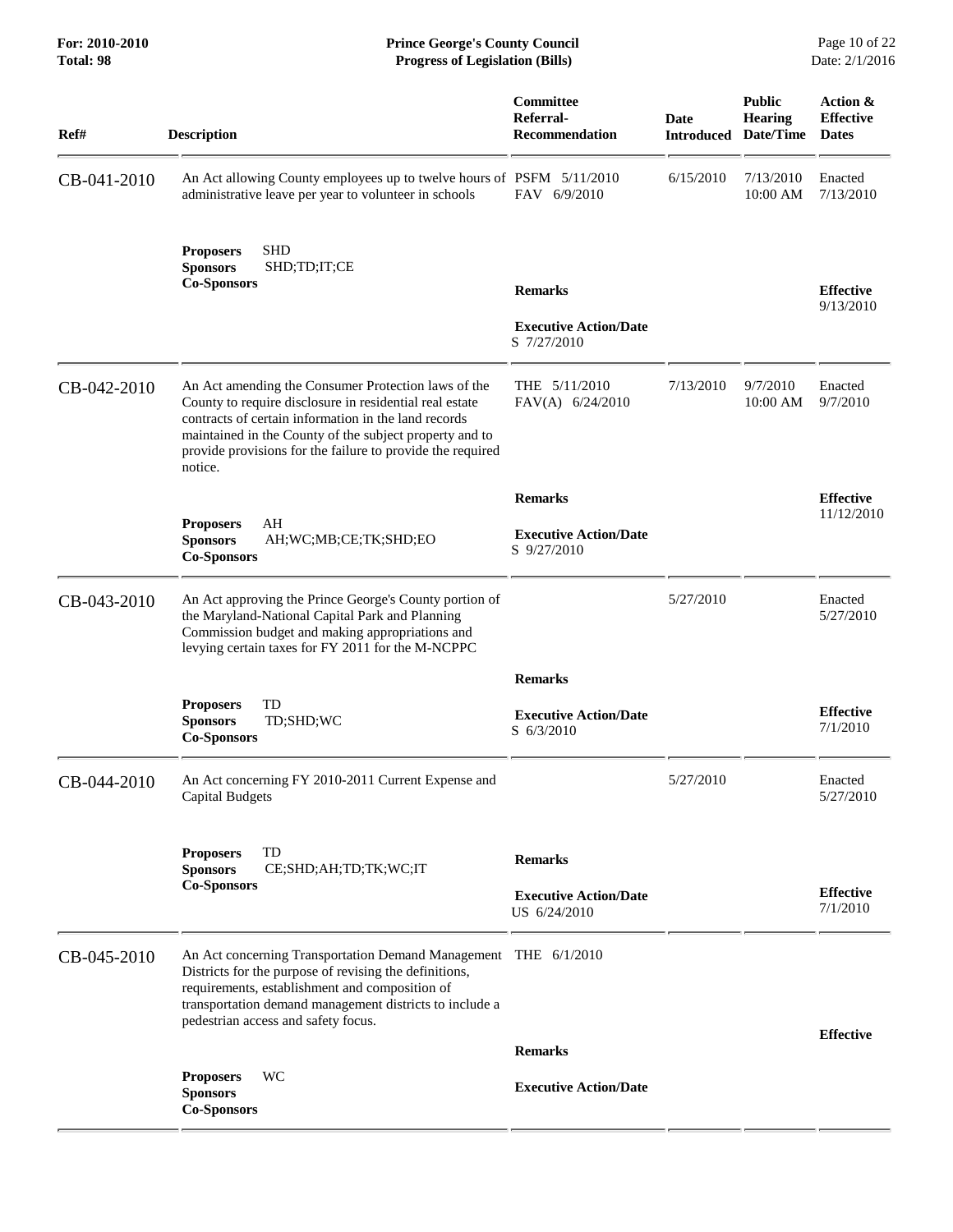| Ref# | Description | Committee Referral-Recommendation | Date Introduced | Public Hearing Date/Time | Action & Effective Dates |
|---|---|---|---|---|---|
| CB-041-2010 | An Act allowing County employees up to twelve hours of administrative leave per year to volunteer in schools | PSFM 5/11/2010<br>FAV 6/9/2010 | 6/15/2010 | 7/13/2010<br>10:00 AM | Enacted<br>7/13/2010 |
| | **Proposers** SHD<br>**Sponsors** SHD;TD;IT;CE<br>**Co-Sponsors** | **Remarks**<br><br>**Executive Action/Date**<br>S 7/27/2010 | | | **Effective**<br>9/13/2010 |
| CB-042-2010 | An Act amending the Consumer Protection laws of the County to require disclosure in residential real estate contracts of certain information in the land records maintained in the County of the subject property and to provide provisions for the failure to provide the required notice. | THE 5/11/2010<br>FAV(A) 6/24/2010 | 7/13/2010 | 9/7/2010<br>10:00 AM | Enacted<br>9/7/2010 |
| | **Proposers** AH<br>**Sponsors** AH;WC;MB;CE;TK;SHD;EO<br>**Co-Sponsors** | **Remarks**<br><br>**Executive Action/Date**<br>S 9/27/2010 | | | **Effective**<br>11/12/2010 |
| CB-043-2010 | An Act approving the Prince George's County portion of the Maryland-National Capital Park and Planning Commission budget and making appropriations and levying certain taxes for FY 2011 for the M-NCPPC | | 5/27/2010 | | Enacted<br>5/27/2010 |
| | **Proposers** TD<br>**Sponsors** TD;SHD;WC<br>**Co-Sponsors** | **Remarks**<br><br>**Executive Action/Date**<br>S 6/3/2010 | | | **Effective**<br>7/1/2010 |
| CB-044-2010 | An Act concerning FY 2010-2011 Current Expense and Capital Budgets | | 5/27/2010 | | Enacted<br>5/27/2010 |
| | **Proposers** TD<br>**Sponsors** CE;SHD;AH;TD;TK;WC;IT<br>**Co-Sponsors** | **Remarks**<br><br>**Executive Action/Date**<br>US 6/24/2010 | | | **Effective**<br>7/1/2010 |
| CB-045-2010 | An Act concerning Transportation Demand Management Districts for the purpose of revising the definitions, requirements, establishment and composition of transportation demand management districts to include a pedestrian access and safety focus. | THE 6/1/2010 | | | |
| | **Proposers** WC<br>**Sponsors**<br>**Co-Sponsors** | **Remarks**<br><br>**Executive Action/Date** | | | **Effective** |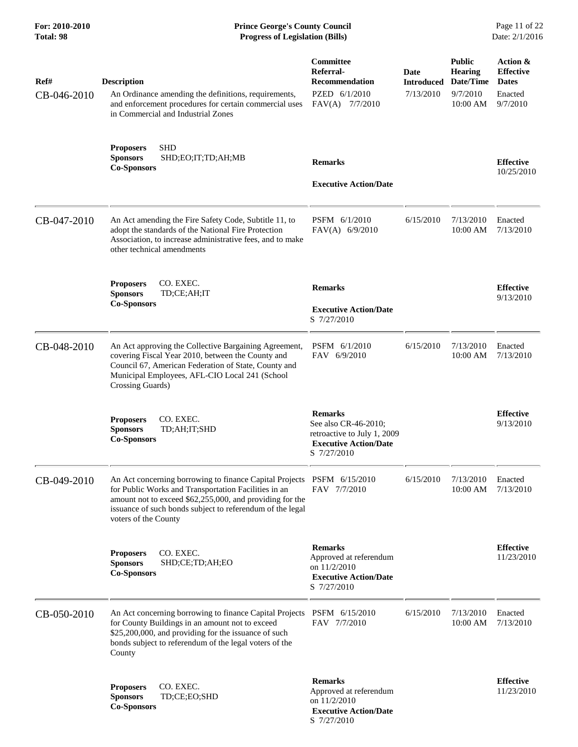| Ref# | Description | Committee Referral-Recommendation | Date Introduced | Public Hearing Date/Time | Action & Effective Dates |
|---|---|---|---|---|---|
| CB-046-2010 | An Ordinance amending the definitions, requirements, and enforcement procedures for certain commercial uses in Commercial and Industrial Zones | PZED 6/1/2010<br>FAV(A) 7/7/2010 | 7/13/2010 | 9/7/2010<br>10:00 AM | Enacted<br>9/7/2010 |
| | **Proposers** SHD<br>**Sponsors** SHD;EO;IT;TD;AH;MB<br>**Co-Sponsors** | **Remarks**<br><br>**Executive Action/Date** | | | **Effective**<br>10/25/2010 |
| CB-047-2010 | An Act amending the Fire Safety Code, Subtitle 11, to adopt the standards of the National Fire Protection Association, to increase administrative fees, and to make other technical amendments | PSFM 6/1/2010<br>FAV(A) 6/9/2010 | 6/15/2010 | 7/13/2010<br>10:00 AM | Enacted<br>7/13/2010 |
| | **Proposers** CO. EXEC.<br>**Sponsors** TD;CE;AH;IT<br>**Co-Sponsors** | **Remarks**<br><br>**Executive Action/Date**<br>S 7/27/2010 | | | **Effective**<br>9/13/2010 |
| CB-048-2010 | An Act approving the Collective Bargaining Agreement, covering Fiscal Year 2010, between the County and Council 67, American Federation of State, County and Municipal Employees, AFL-CIO Local 241 (School Crossing Guards) | PSFM 6/1/2010<br>FAV 6/9/2010 | 6/15/2010 | 7/13/2010<br>10:00 AM | Enacted<br>7/13/2010 |
| | **Proposers** CO. EXEC.<br>**Sponsors** TD;AH;IT;SHD<br>**Co-Sponsors** | **Remarks**<br>See also CR-46-2010; retroactive to July 1, 2009<br>**Executive Action/Date**<br>S 7/27/2010 | | | **Effective**<br>9/13/2010 |
| CB-049-2010 | An Act concerning borrowing to finance Capital Projects for Public Works and Transportation Facilities in an amount not to exceed $62,255,000, and providing for the issuance of such bonds subject to referendum of the legal voters of the County | PSFM 6/15/2010<br>FAV 7/7/2010 | 6/15/2010 | 7/13/2010<br>10:00 AM | Enacted<br>7/13/2010 |
| | **Proposers** CO. EXEC.<br>**Sponsors** SHD;CE;TD;AH;EO<br>**Co-Sponsors** | **Remarks**<br>Approved at referendum on 11/2/2010<br>**Executive Action/Date**<br>S 7/27/2010 | | | **Effective**<br>11/23/2010 |
| CB-050-2010 | An Act concerning borrowing to finance Capital Projects for County Buildings in an amount not to exceed $25,200,000, and providing for the issuance of such bonds subject to referendum of the legal voters of the County | PSFM 6/15/2010<br>FAV 7/7/2010 | 6/15/2010 | 7/13/2010<br>10:00 AM | Enacted<br>7/13/2010 |
| | **Proposers** CO. EXEC.<br>**Sponsors** TD;CE;EO;SHD<br>**Co-Sponsors** | **Remarks**<br>Approved at referendum on 11/2/2010<br>**Executive Action/Date**<br>S 7/27/2010 | | | **Effective**<br>11/23/2010 |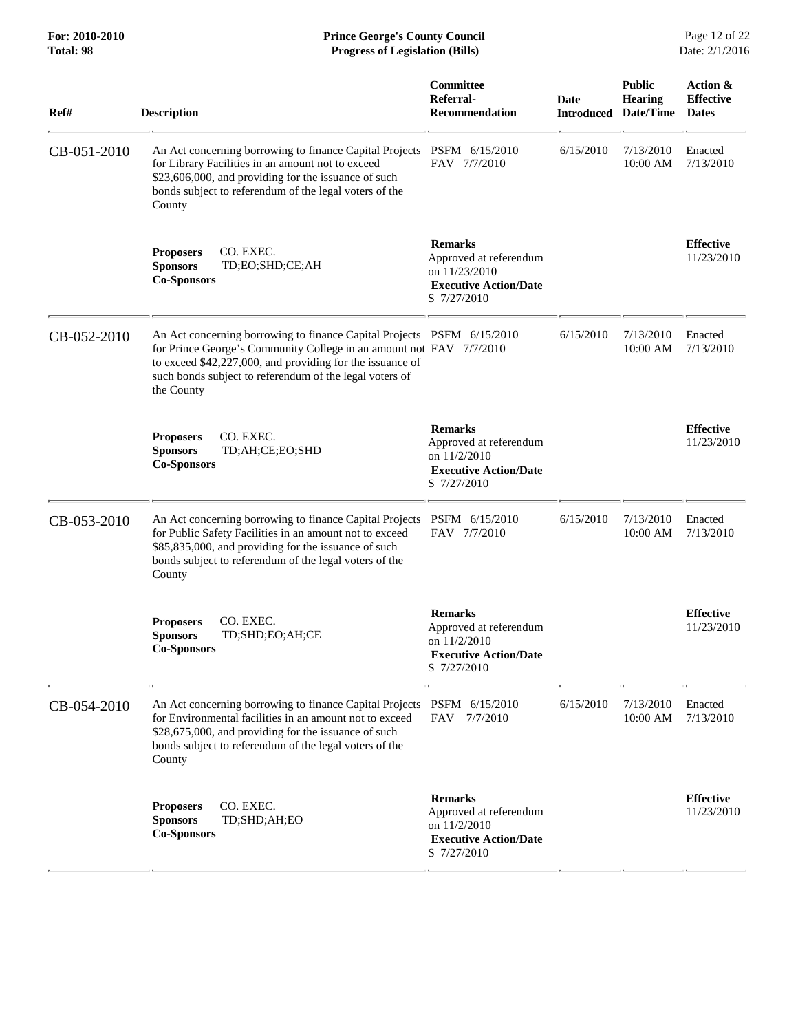| Ref# | Description | Committee Referral-Recommendation | Date Introduced | Public Hearing Date/Time | Action & Effective Dates |
|---|---|---|---|---|---|
| CB-051-2010 | An Act concerning borrowing to finance Capital Projects for Library Facilities in an amount not to exceed $23,606,000, and providing for the issuance of such bonds subject to referendum of the legal voters of the County | PSFM 6/15/2010<br>FAV 7/7/2010 | 6/15/2010 | 7/13/2010 10:00 AM | Enacted 7/13/2010 |
| | **Proposers** CO. EXEC.<br>**Sponsors** TD;EO;SHD;CE;AH<br>**Co-Sponsors** | **Remarks**<br>Approved at referendum on 11/23/2010<br>**Executive Action/Date**<br>S 7/27/2010 | | | **Effective** 11/23/2010 |
| CB-052-2010 | An Act concerning borrowing to finance Capital Projects for Prince George's Community College in an amount not to exceed $42,227,000, and providing for the issuance of such bonds subject to referendum of the legal voters of the County | PSFM 6/15/2010<br>FAV 7/7/2010 | 6/15/2010 | 7/13/2010 10:00 AM | Enacted 7/13/2010 |
| | **Proposers** CO. EXEC.<br>**Sponsors** TD;AH;CE;EO;SHD<br>**Co-Sponsors** | **Remarks**<br>Approved at referendum on 11/2/2010<br>**Executive Action/Date**<br>S 7/27/2010 | | | **Effective** 11/23/2010 |
| CB-053-2010 | An Act concerning borrowing to finance Capital Projects for Public Safety Facilities in an amount not to exceed $85,835,000, and providing for the issuance of such bonds subject to referendum of the legal voters of the County | PSFM 6/15/2010<br>FAV 7/7/2010 | 6/15/2010 | 7/13/2010 10:00 AM | Enacted 7/13/2010 |
| | **Proposers** CO. EXEC.<br>**Sponsors** TD;SHD;EO;AH;CE<br>**Co-Sponsors** | **Remarks**<br>Approved at referendum on 11/2/2010<br>**Executive Action/Date**<br>S 7/27/2010 | | | **Effective** 11/23/2010 |
| CB-054-2010 | An Act concerning borrowing to finance Capital Projects for Environmental facilities in an amount not to exceed $28,675,000, and providing for the issuance of such bonds subject to referendum of the legal voters of the County | PSFM 6/15/2010<br>FAV 7/7/2010 | 6/15/2010 | 7/13/2010 10:00 AM | Enacted 7/13/2010 |
| | **Proposers** CO. EXEC.<br>**Sponsors** TD;SHD;AH;EO<br>**Co-Sponsors** | **Remarks**<br>Approved at referendum on 11/2/2010<br>**Executive Action/Date**<br>S 7/27/2010 | | | **Effective** 11/23/2010 |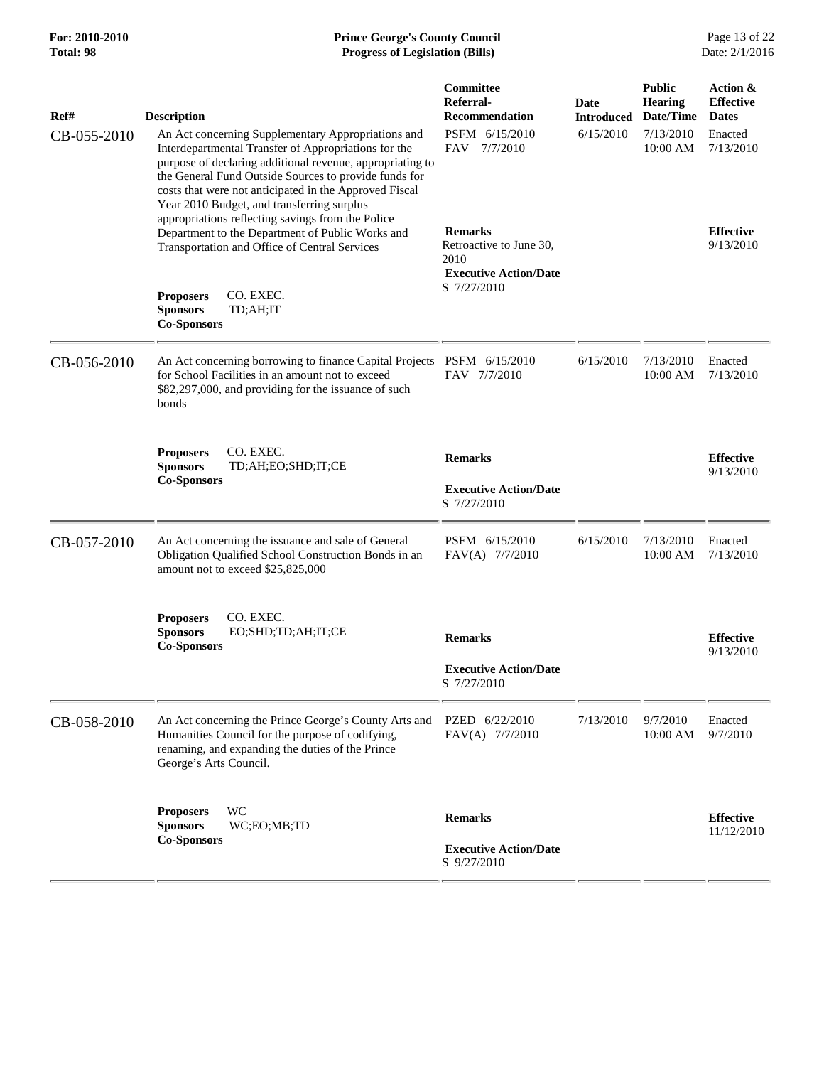| Ref# | Description | Committee Referral-Recommendation | Date Introduced | Public Hearing Date/Time | Action & Effective Dates |
|---|---|---|---|---|---|
| CB-055-2010 | An Act concerning Supplementary Appropriations and Interdepartmental Transfer of Appropriations for the purpose of declaring additional revenue, appropriating to the General Fund Outside Sources to provide funds for costs that were not anticipated in the Approved Fiscal Year 2010 Budget, and transferring surplus appropriations reflecting savings from the Police Department to the Department of Public Works and Transportation and Office of Central Services | PSFM 6/15/2010<br>FAV 7/7/2010 | 6/15/2010 | 7/13/2010<br>10:00 AM | Enacted<br>7/13/2010 |
| | **Proposers** CO. EXEC.<br>**Sponsors** TD;AH;IT<br>**Co-Sponsors** | **Remarks**<br>Retroactive to June 30, 2010<br>**Executive Action/Date**<br>S 7/27/2010 | | | **Effective**<br>9/13/2010 |
| CB-056-2010 | An Act concerning borrowing to finance Capital Projects for School Facilities in an amount not to exceed $82,297,000, and providing for the issuance of such bonds | PSFM 6/15/2010<br>FAV 7/7/2010 | 6/15/2010 | 7/13/2010<br>10:00 AM | Enacted<br>7/13/2010 |
| | **Proposers** CO. EXEC.<br>**Sponsors** TD;AH;EO;SHD;IT;CE<br>**Co-Sponsors** | **Remarks**<br>**Executive Action/Date**<br>S 7/27/2010 | | | **Effective**<br>9/13/2010 |
| CB-057-2010 | An Act concerning the issuance and sale of General Obligation Qualified School Construction Bonds in an amount not to exceed $25,825,000 | PSFM 6/15/2010<br>FAV(A) 7/7/2010 | 6/15/2010 | 7/13/2010<br>10:00 AM | Enacted<br>7/13/2010 |
| | **Proposers** CO. EXEC.<br>**Sponsors** EO;SHD;TD;AH;IT;CE<br>**Co-Sponsors** | **Remarks**<br>**Executive Action/Date**<br>S 7/27/2010 | | | **Effective**<br>9/13/2010 |
| CB-058-2010 | An Act concerning the Prince George's County Arts and Humanities Council for the purpose of codifying, renaming, and expanding the duties of the Prince George's Arts Council. | PZED 6/22/2010<br>FAV(A) 7/7/2010 | 7/13/2010 | 9/7/2010<br>10:00 AM | Enacted<br>9/7/2010 |
| | **Proposers** WC<br>**Sponsors** WC;EO;MB;TD<br>**Co-Sponsors** | **Remarks**<br>**Executive Action/Date**<br>S 9/27/2010 | | | **Effective**<br>11/12/2010 |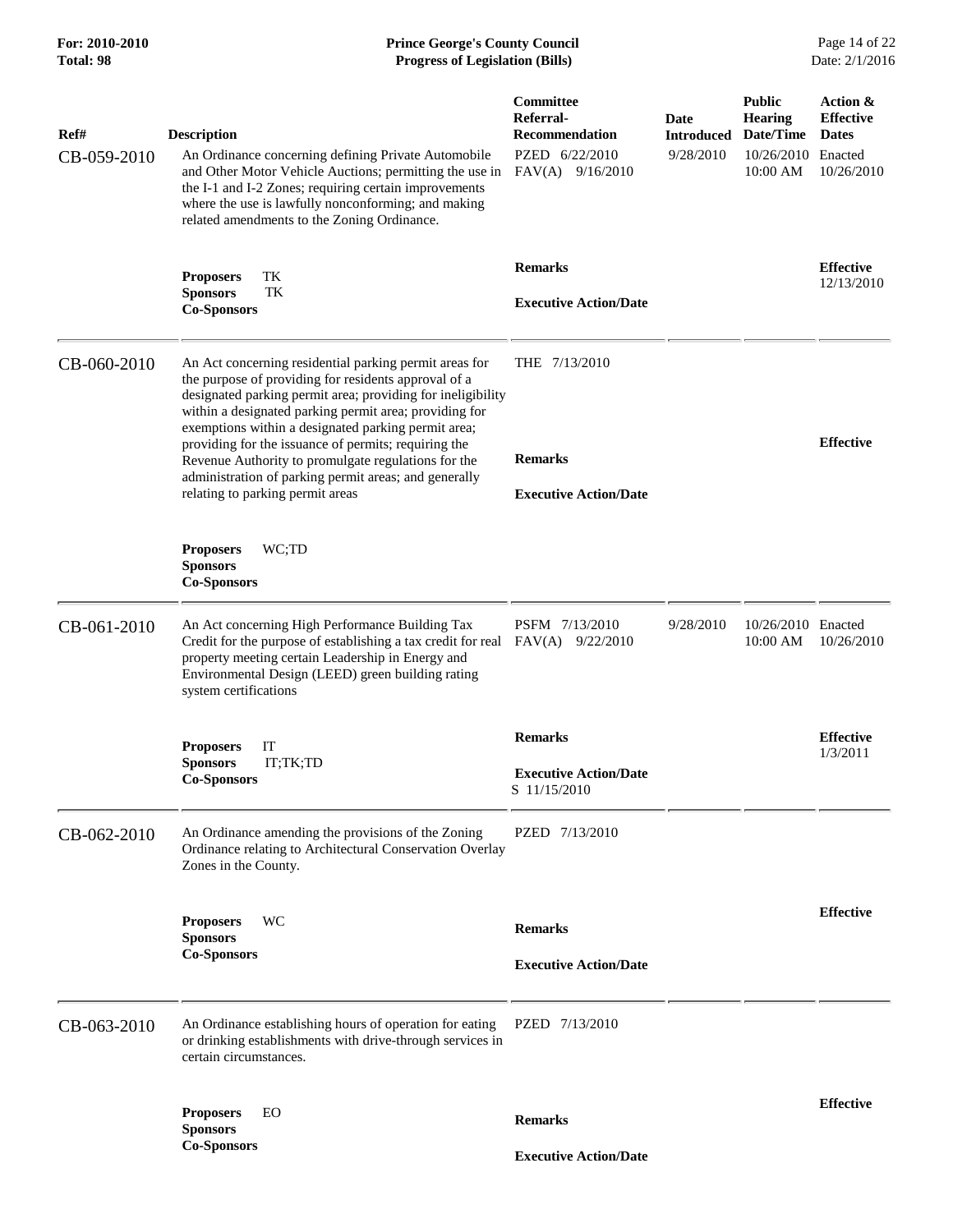| Ref# | Description | Committee Referral-Recommendation | Date Introduced | Public Hearing Date/Time | Action & Effective Dates |
|---|---|---|---|---|---|
| CB-059-2010 | An Ordinance concerning defining Private Automobile and Other Motor Vehicle Auctions; permitting the use in the I-1 and I-2 Zones; requiring certain improvements where the use is lawfully nonconforming; and making related amendments to the Zoning Ordinance. | PZED 6/22/2010<br>FAV(A) 9/16/2010 | 9/28/2010 | 10/26/2010 10:00 AM | Enacted 10/26/2010 |
| | **Proposers** TK<br>**Sponsors** TK<br>**Co-Sponsors** | **Remarks**<br><br>**Executive Action/Date** | | | **Effective** 12/13/2010 |
| CB-060-2010 | An Act concerning residential parking permit areas for the purpose of providing for residents approval of a designated parking permit area; providing for ineligibility within a designated parking permit area; providing for exemptions within a designated parking permit area; providing for the issuance of permits; requiring the Revenue Authority to promulgate regulations for the administration of parking permit areas; and generally relating to parking permit areas | THE 7/13/2010<br><br>**Remarks**<br><br>**Executive Action/Date** | | | **Effective** |
| | **Proposers** WC;TD<br>**Sponsors**<br>**Co-Sponsors** | | | | |
| CB-061-2010 | An Act concerning High Performance Building Tax Credit for the purpose of establishing a tax credit for real property meeting certain Leadership in Energy and Environmental Design (LEED) green building rating system certifications | PSFM 7/13/2010<br>FAV(A) 9/22/2010 | 9/28/2010 | 10/26/2010 10:00 AM | Enacted 10/26/2010 |
| | **Proposers** IT<br>**Sponsors** IT;TK;TD<br>**Co-Sponsors** | **Remarks**<br><br>**Executive Action/Date**<br>S 11/15/2010 | | | **Effective** 1/3/2011 |
| CB-062-2010 | An Ordinance amending the provisions of the Zoning Ordinance relating to Architectural Conservation Overlay Zones in the County. | PZED 7/13/2010 | | | |
| | **Proposers** WC<br>**Sponsors**<br>**Co-Sponsors** | **Remarks**<br><br>**Executive Action/Date** | | | **Effective** |
| CB-063-2010 | An Ordinance establishing hours of operation for eating or drinking establishments with drive-through services in certain circumstances. | PZED 7/13/2010 | | | |
| | **Proposers** EO<br>**Sponsors**<br>**Co-Sponsors** | **Remarks**<br><br>**Executive Action/Date** | | | **Effective** |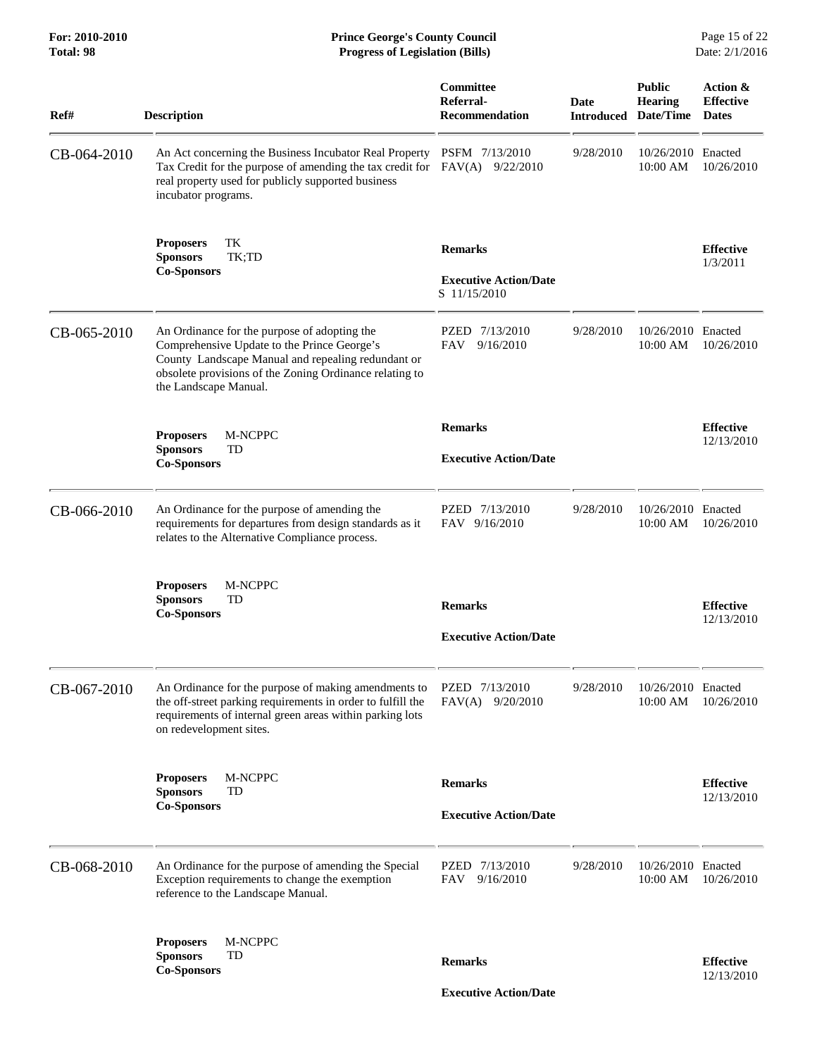| Ref# | Description | Committee Referral-Recommendation | Date Introduced | Public Hearing Date/Time | Action & Effective Dates |
|---|---|---|---|---|---|
| CB-064-2010 | An Act concerning the Business Incubator Real Property Tax Credit for the purpose of amending the tax credit for real property used for publicly supported business incubator programs. | PSFM 7/13/2010<br>FAV(A) 9/22/2010 | 9/28/2010 | 10/26/2010<br>10:00 AM | Enacted<br>10/26/2010 |
| | **Proposers** TK<br>**Sponsors** TK;TD<br>**Co-Sponsors** | **Remarks**<br><br>**Executive Action/Date**<br>S 11/15/2010 | | | **Effective**<br>1/3/2011 |
| CB-065-2010 | An Ordinance for the purpose of adopting the Comprehensive Update to the Prince George's County Landscape Manual and repealing redundant or obsolete provisions of the Zoning Ordinance relating to the Landscape Manual. | PZED 7/13/2010<br>FAV 9/16/2010 | 9/28/2010 | 10/26/2010<br>10:00 AM | Enacted<br>10/26/2010 |
| | **Proposers** M-NCPPC<br>**Sponsors** TD<br>**Co-Sponsors** | **Remarks**<br><br>**Executive Action/Date** | | | **Effective**<br>12/13/2010 |
| CB-066-2010 | An Ordinance for the purpose of amending the requirements for departures from design standards as it relates to the Alternative Compliance process. | PZED 7/13/2010<br>FAV 9/16/2010 | 9/28/2010 | 10/26/2010<br>10:00 AM | Enacted<br>10/26/2010 |
| | **Proposers** M-NCPPC<br>**Sponsors** TD<br>**Co-Sponsors** | **Remarks**<br><br>**Executive Action/Date** | | | **Effective**<br>12/13/2010 |
| CB-067-2010 | An Ordinance for the purpose of making amendments to the off-street parking requirements in order to fulfill the requirements of internal green areas within parking lots on redevelopment sites. | PZED 7/13/2010<br>FAV(A) 9/20/2010 | 9/28/2010 | 10/26/2010<br>10:00 AM | Enacted<br>10/26/2010 |
| | **Proposers** M-NCPPC<br>**Sponsors** TD<br>**Co-Sponsors** | **Remarks**<br><br>**Executive Action/Date** | | | **Effective**<br>12/13/2010 |
| CB-068-2010 | An Ordinance for the purpose of amending the Special Exception requirements to change the exemption reference to the Landscape Manual. | PZED 7/13/2010<br>FAV 9/16/2010 | 9/28/2010 | 10/26/2010<br>10:00 AM | Enacted<br>10/26/2010 |
| | **Proposers** M-NCPPC<br>**Sponsors** TD<br>**Co-Sponsors** | **Remarks**<br><br>**Executive Action/Date** | | | **Effective**<br>12/13/2010 |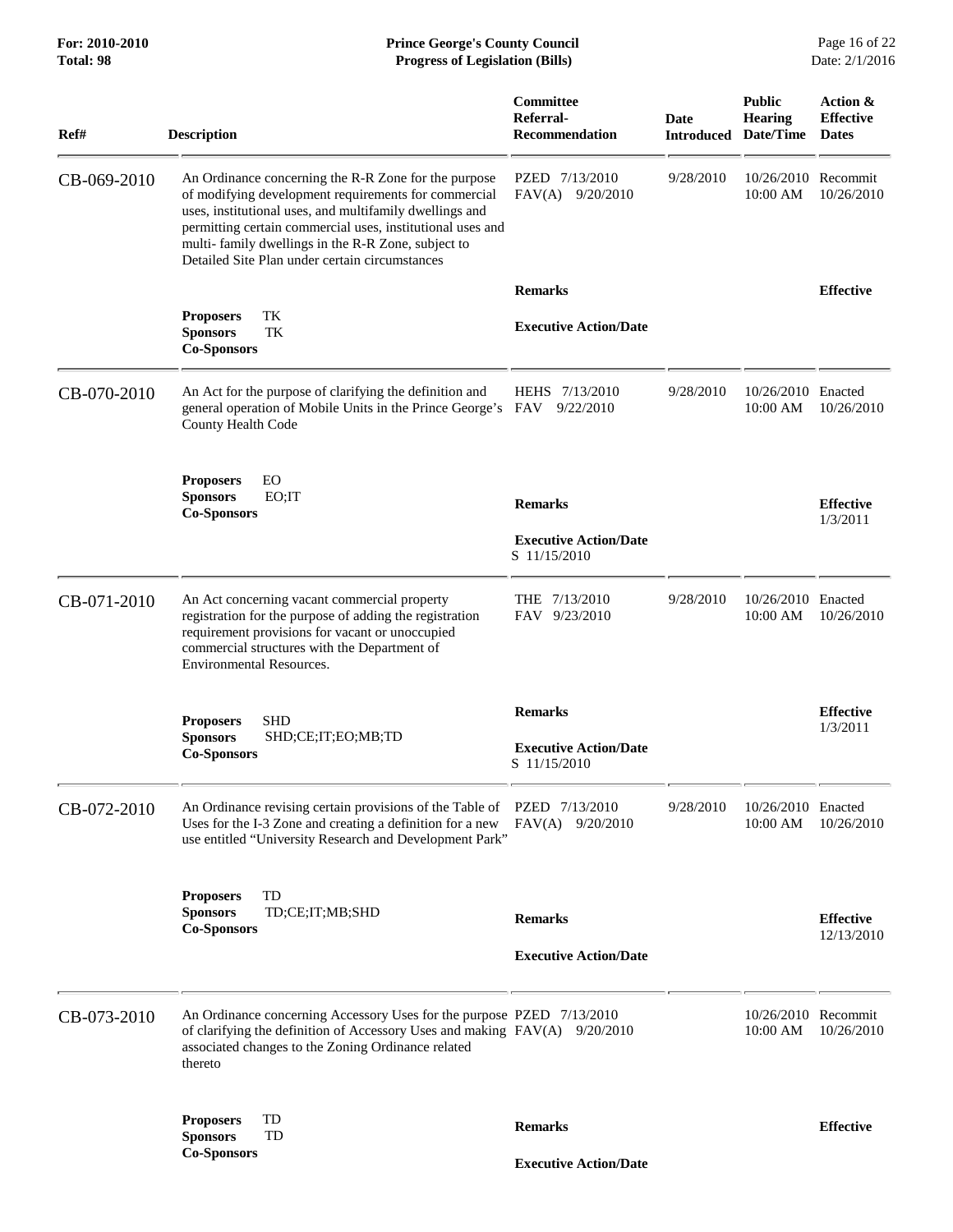| Ref# | Description | Committee Referral-Recommendation | Date Introduced | Public Hearing Date/Time | Action & Effective Dates |
|---|---|---|---|---|---|
| CB-069-2010 | An Ordinance concerning the R-R Zone for the purpose of modifying development requirements for commercial uses, institutional uses, and multifamily dwellings and permitting certain commercial uses, institutional uses and multi- family dwellings in the R-R Zone, subject to Detailed Site Plan under certain circumstances | PZED 7/13/2010<br>FAV(A) 9/20/2010 | 9/28/2010 | 10/26/2010 10:00 AM | Recommit 10/26/2010 |
| | **Proposers** TK<br>**Sponsors** TK<br>**Co-Sponsors** | **Remarks**<br><br>**Executive Action/Date** | | | **Effective** |
| CB-070-2010 | An Act for the purpose of clarifying the definition and general operation of Mobile Units in the Prince George's County Health Code | HEHS 7/13/2010<br>FAV 9/22/2010 | 9/28/2010 | 10/26/2010 10:00 AM | Enacted 10/26/2010 |
| | **Proposers** EO<br>**Sponsors** EO;IT<br>**Co-Sponsors** | **Remarks**<br><br>**Executive Action/Date**<br>S 11/15/2010 | | | **Effective** 1/3/2011 |
| CB-071-2010 | An Act concerning vacant commercial property registration for the purpose of adding the registration requirement provisions for vacant or unoccupied commercial structures with the Department of Environmental Resources. | THE 7/13/2010<br>FAV 9/23/2010 | 9/28/2010 | 10/26/2010 10:00 AM | Enacted 10/26/2010 |
| | **Proposers** SHD<br>**Sponsors** SHD;CE;IT;EO;MB;TD<br>**Co-Sponsors** | **Remarks**<br><br>**Executive Action/Date**<br>S 11/15/2010 | | | **Effective** 1/3/2011 |
| CB-072-2010 | An Ordinance revising certain provisions of the Table of Uses for the I-3 Zone and creating a definition for a new use entitled "University Research and Development Park" | PZED 7/13/2010<br>FAV(A) 9/20/2010 | 9/28/2010 | 10/26/2010 10:00 AM | Enacted 10/26/2010 |
| | **Proposers** TD<br>**Sponsors** TD;CE;IT;MB;SHD<br>**Co-Sponsors** | **Remarks**<br><br>**Executive Action/Date** | | | **Effective** 12/13/2010 |
| CB-073-2010 | An Ordinance concerning Accessory Uses for the purpose of clarifying the definition of Accessory Uses and making associated changes to the Zoning Ordinance related thereto | PZED 7/13/2010<br>FAV(A) 9/20/2010 | | 10/26/2010 10:00 AM | Recommit 10/26/2010 |
| | **Proposers** TD<br>**Sponsors** TD<br>**Co-Sponsors** | **Remarks**<br><br>**Executive Action/Date** | | | **Effective** |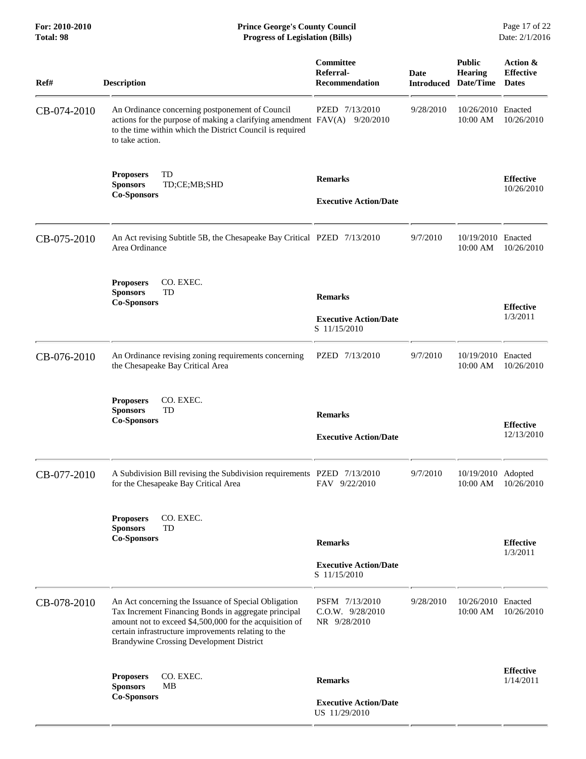| Ref# | Description | Committee Referral-Recommendation | Date Introduced | Public Hearing Date/Time | Action & Effective Dates |
|---|---|---|---|---|---|
| CB-074-2010 | An Ordinance concerning postponement of Council actions for the purpose of making a clarifying amendment to the time within which the District Council is required to take action. | PZED 7/13/2010<br>FAV(A) 9/20/2010 | 9/28/2010 | 10/26/2010 10:00 AM | Enacted 10/26/2010 |
| | **Proposers** TD<br>**Sponsors** TD;CE;MB;SHD<br>**Co-Sponsors** | **Remarks**<br><br>**Executive Action/Date** | | | **Effective** 10/26/2010 |
| CB-075-2010 | An Act revising Subtitle 5B, the Chesapeake Bay Critical Area Ordinance | PZED 7/13/2010 | 9/7/2010 | 10/19/2010 10:00 AM | Enacted 10/26/2010 |
| | **Proposers** CO. EXEC.<br>**Sponsors** TD<br>**Co-Sponsors** | **Remarks**<br><br>**Executive Action/Date**<br>S 11/15/2010 | | | **Effective** 1/3/2011 |
| CB-076-2010 | An Ordinance revising zoning requirements concerning the Chesapeake Bay Critical Area | PZED 7/13/2010 | 9/7/2010 | 10/19/2010 10:00 AM | Enacted 10/26/2010 |
| | **Proposers** CO. EXEC.<br>**Sponsors** TD<br>**Co-Sponsors** | **Remarks**<br><br>**Executive Action/Date** | | | **Effective** 12/13/2010 |
| CB-077-2010 | A Subdivision Bill revising the Subdivision requirements for the Chesapeake Bay Critical Area | PZED 7/13/2010<br>FAV 9/22/2010 | 9/7/2010 | 10/19/2010 10:00 AM | Adopted 10/26/2010 |
| | **Proposers** CO. EXEC.<br>**Sponsors** TD<br>**Co-Sponsors** | **Remarks**<br><br>**Executive Action/Date**<br>S 11/15/2010 | | | **Effective** 1/3/2011 |
| CB-078-2010 | An Act concerning the Issuance of Special Obligation Tax Increment Financing Bonds in aggregate principal amount not to exceed $4,500,000 for the acquisition of certain infrastructure improvements relating to the Brandywine Crossing Development District | PSFM 7/13/2010<br>C.O.W. 9/28/2010<br>NR 9/28/2010 | 9/28/2010 | 10/26/2010 10:00 AM | Enacted 10/26/2010 |
| | **Proposers** CO. EXEC.<br>**Sponsors** MB<br>**Co-Sponsors** | **Remarks**<br><br>**Executive Action/Date**<br>US 11/29/2010 | | | **Effective** 1/14/2011 |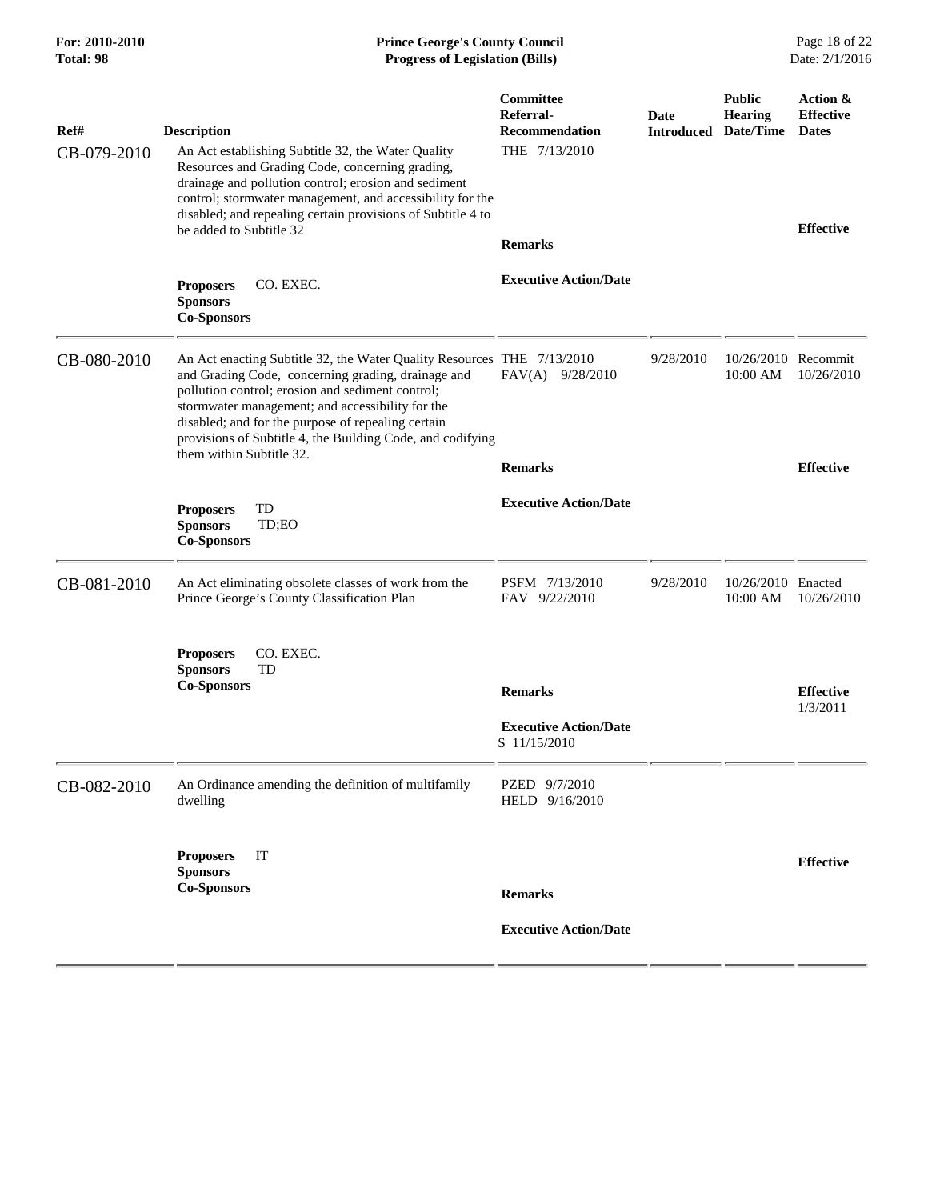| Ref# | Description | Committee Referral-Recommendation | Date Introduced | Public Hearing Date/Time | Action & Effective Dates |
|---|---|---|---|---|---|
| CB-079-2010 | An Act establishing Subtitle 32, the Water Quality Resources and Grading Code, concerning grading, drainage and pollution control; erosion and sediment control; stormwater management, and accessibility for the disabled; and repealing certain provisions of Subtitle 4 to be added to Subtitle 32 | THE 7/13/2010 | | | |
| | | **Remarks** | | | **Effective** |
| | **Proposers** CO. EXEC.<br>**Sponsors**<br>**Co-Sponsors** | **Executive Action/Date** | | | |
| CB-080-2010 | An Act enacting Subtitle 32, the Water Quality Resources and Grading Code, concerning grading, drainage and pollution control; erosion and sediment control; stormwater management; and accessibility for the disabled; and for the purpose of repealing certain provisions of Subtitle 4, the Building Code, and codifying them within Subtitle 32. | THE 7/13/2010<br>FAV(A) 9/28/2010 | 9/28/2010 | 10/26/2010 10:00 AM | Recommit 10/26/2010 |
| | | **Remarks** | | | **Effective** |
| | **Proposers** TD<br>**Sponsors** TD;EO<br>**Co-Sponsors** | **Executive Action/Date** | | | |
| CB-081-2010 | An Act eliminating obsolete classes of work from the Prince George's County Classification Plan | PSFM 7/13/2010<br>FAV 9/22/2010 | 9/28/2010 | 10/26/2010 10:00 AM | Enacted 10/26/2010 |
| | **Proposers** CO. EXEC.<br>**Sponsors** TD<br>**Co-Sponsors** | **Remarks** | | | **Effective** 1/3/2011 |
| | | **Executive Action/Date**<br>S 11/15/2010 | | | |
| CB-082-2010 | An Ordinance amending the definition of multifamily dwelling | PZED 9/7/2010<br>HELD 9/16/2010 | | | |
| | **Proposers** IT<br>**Sponsors**<br>**Co-Sponsors** | **Remarks** | | | **Effective** |
| | | **Executive Action/Date** | | | |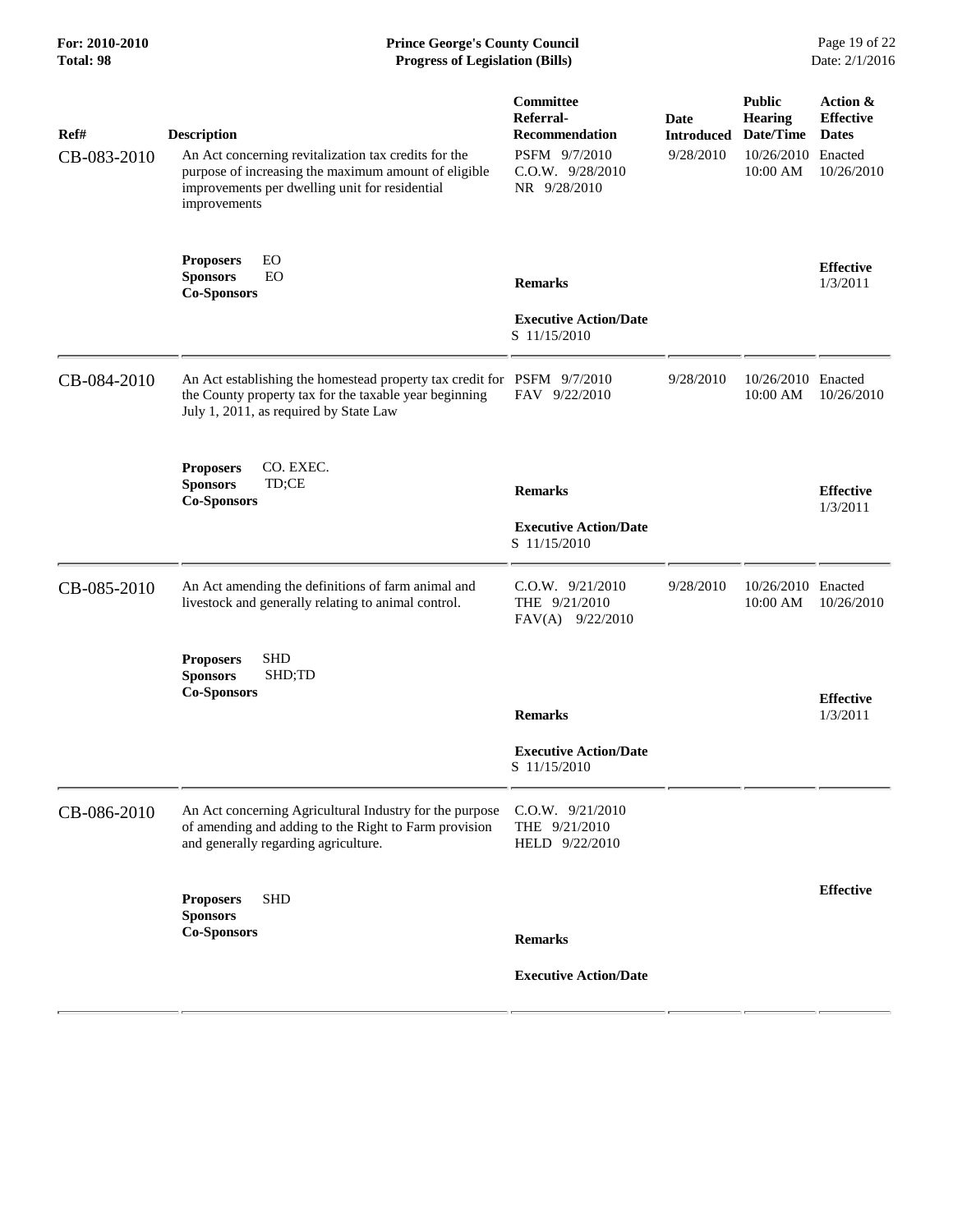| Ref# | Description | Committee Referral-Recommendation | Date Introduced | Public Hearing Date/Time | Action & Effective Dates |
|---|---|---|---|---|---|
| CB-083-2010 | An Act concerning revitalization tax credits for the purpose of increasing the maximum amount of eligible improvements per dwelling unit for residential improvements | PSFM 9/7/2010<br>C.O.W. 9/28/2010<br>NR 9/28/2010 | 9/28/2010 | 10/26/2010<br>10:00 AM | Enacted<br>10/26/2010 |
| | **Proposers** EO<br>**Sponsors** EO<br>**Co-Sponsors** | **Remarks**<br><br>**Executive Action/Date**<br>S 11/15/2010 | | | **Effective**<br>1/3/2011 |
| CB-084-2010 | An Act establishing the homestead property tax credit for the County property tax for the taxable year beginning July 1, 2011, as required by State Law | PSFM 9/7/2010<br>FAV 9/22/2010 | 9/28/2010 | 10/26/2010<br>10:00 AM | Enacted<br>10/26/2010 |
| | **Proposers** CO. EXEC.<br>**Sponsors** TD;CE<br>**Co-Sponsors** | **Remarks**<br><br>**Executive Action/Date**<br>S 11/15/2010 | | | **Effective**<br>1/3/2011 |
| CB-085-2010 | An Act amending the definitions of farm animal and livestock and generally relating to animal control. | C.O.W. 9/21/2010<br>THE 9/21/2010<br>FAV(A) 9/22/2010 | 9/28/2010 | 10/26/2010<br>10:00 AM | Enacted<br>10/26/2010 |
| | **Proposers** SHD<br>**Sponsors** SHD;TD<br>**Co-Sponsors** | **Remarks**<br><br>**Executive Action/Date**<br>S 11/15/2010 | | | **Effective**<br>1/3/2011 |
| CB-086-2010 | An Act concerning Agricultural Industry for the purpose of amending and adding to the Right to Farm provision and generally regarding agriculture. | C.O.W. 9/21/2010<br>THE 9/21/2010<br>HELD 9/22/2010 | | | |
| | **Proposers** SHD<br>**Sponsors**<br>**Co-Sponsors** | **Remarks**<br><br>**Executive Action/Date** | | | **Effective** |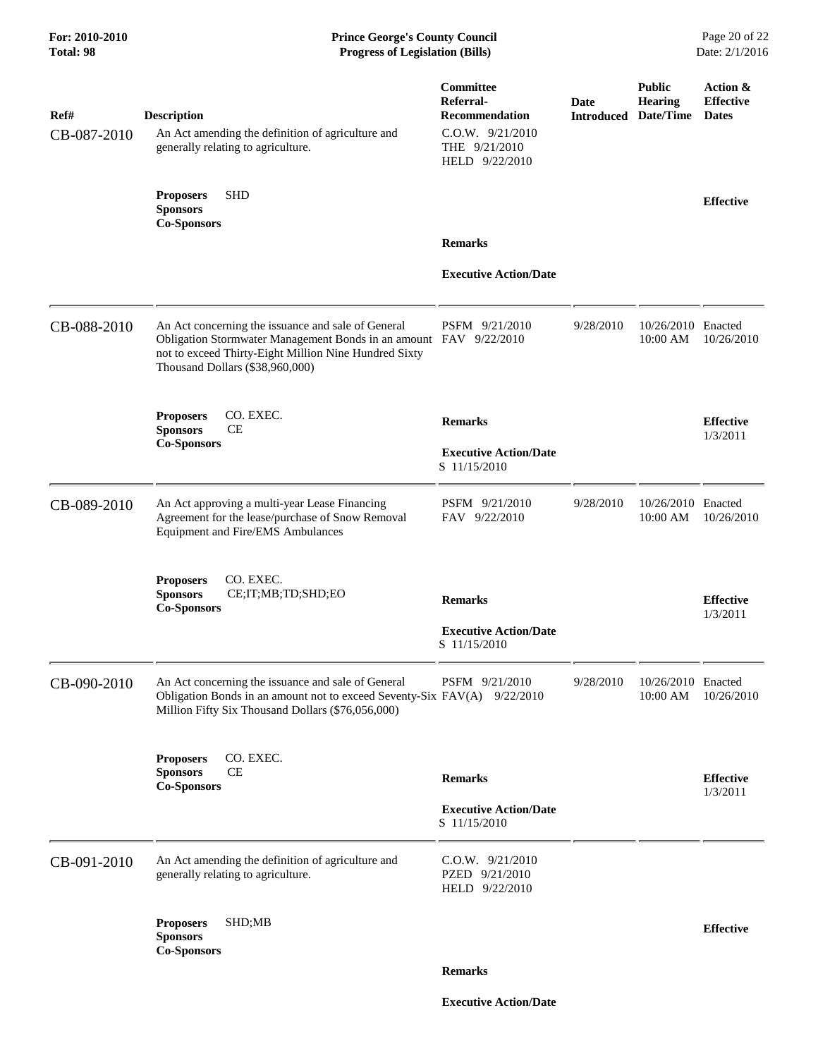| Ref# | Description | Committee Referral-Recommendation | Date Introduced | Public Hearing Date/Time | Action & Effective Dates |
|---|---|---|---|---|---|
| CB-087-2010 | An Act amending the definition of agriculture and generally relating to agriculture. | C.O.W. 9/21/2010<br>THE 9/21/2010<br>HELD 9/22/2010 | | | |
| | **Proposers** SHD<br>**Sponsors**<br>**Co-Sponsors** | **Remarks**<br><br>**Executive Action/Date** | | | **Effective** |
| CB-088-2010 | An Act concerning the issuance and sale of General Obligation Stormwater Management Bonds in an amount not to exceed Thirty-Eight Million Nine Hundred Sixty Thousand Dollars ($38,960,000) | PSFM 9/21/2010<br>FAV 9/22/2010 | 9/28/2010 | 10/26/2010 10:00 AM | Enacted 10/26/2010 |
| | **Proposers** CO. EXEC.<br>**Sponsors** CE<br>**Co-Sponsors** | **Remarks**<br><br>**Executive Action/Date**<br>S 11/15/2010 | | | **Effective** 1/3/2011 |
| CB-089-2010 | An Act approving a multi-year Lease Financing Agreement for the lease/purchase of Snow Removal Equipment and Fire/EMS Ambulances | PSFM 9/21/2010<br>FAV 9/22/2010 | 9/28/2010 | 10/26/2010 10:00 AM | Enacted 10/26/2010 |
| | **Proposers** CO. EXEC.<br>**Sponsors** CE;IT;MB;TD;SHD;EO<br>**Co-Sponsors** | **Remarks**<br><br>**Executive Action/Date**<br>S 11/15/2010 | | | **Effective** 1/3/2011 |
| CB-090-2010 | An Act concerning the issuance and sale of General Obligation Bonds in an amount not to exceed Seventy-Six Million Fifty Six Thousand Dollars ($76,056,000) | PSFM 9/21/2010<br>FAV(A) 9/22/2010 | 9/28/2010 | 10/26/2010 10:00 AM | Enacted 10/26/2010 |
| | **Proposers** CO. EXEC.<br>**Sponsors** CE<br>**Co-Sponsors** | **Remarks**<br><br>**Executive Action/Date**<br>S 11/15/2010 | | | **Effective** 1/3/2011 |
| CB-091-2010 | An Act amending the definition of agriculture and generally relating to agriculture. | C.O.W. 9/21/2010<br>PZED 9/21/2010<br>HELD 9/22/2010 | | | |
| | **Proposers** SHD;MB<br>**Sponsors**<br>**Co-Sponsors** | **Remarks**<br><br>**Executive Action/Date** | | | **Effective** |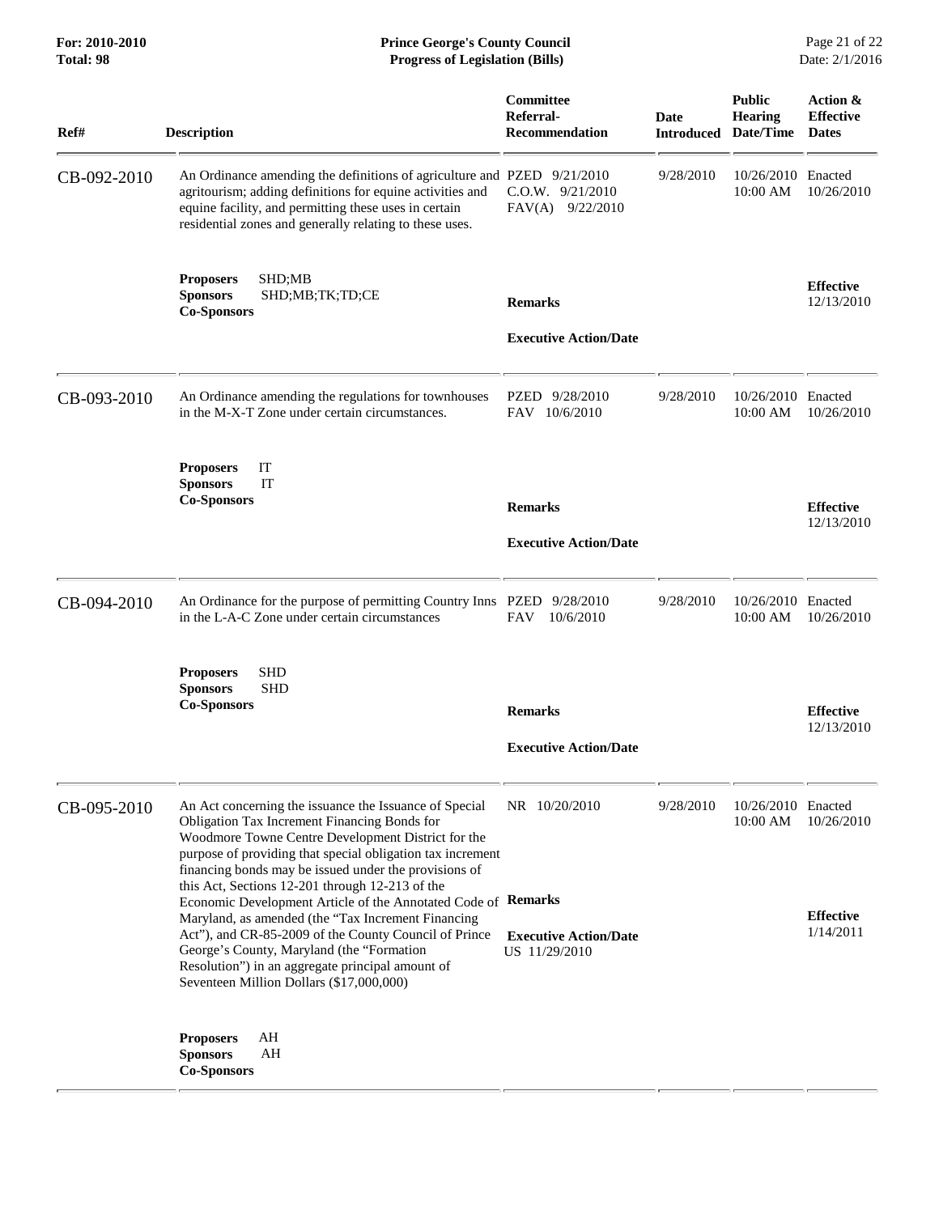| Ref# | Description | Committee Referral-Recommendation | Date Introduced | Public Hearing Date/Time | Action & Effective Dates |
|---|---|---|---|---|---|
| CB-092-2010 | An Ordinance amending the definitions of agriculture and agritourism; adding definitions for equine activities and equine facility, and permitting these uses in certain residential zones and generally relating to these uses.<br><br>**Proposers** SHD;MB<br>**Sponsors** SHD;MB;TK;TD;CE<br>**Co-Sponsors** | PZED 9/21/2010<br>C.O.W. 9/21/2010<br>FAV(A) 9/22/2010<br><br>**Remarks**<br><br>**Executive Action/Date** | 9/28/2010 | 10/26/2010<br>10:00 AM | Enacted<br>10/26/2010<br><br>**Effective**<br>12/13/2010 |
| CB-093-2010 | An Ordinance amending the regulations for townhouses in the M-X-T Zone under certain circumstances.<br><br>**Proposers** IT<br>**Sponsors** IT<br>**Co-Sponsors** | PZED 9/28/2010<br>FAV 10/6/2010<br><br>**Remarks**<br><br>**Executive Action/Date** | 9/28/2010 | 10/26/2010<br>10:00 AM | Enacted<br>10/26/2010<br><br>**Effective**<br>12/13/2010 |
| CB-094-2010 | An Ordinance for the purpose of permitting Country Inns in the L-A-C Zone under certain circumstances<br><br>**Proposers** SHD<br>**Sponsors** SHD<br>**Co-Sponsors** | PZED 9/28/2010<br>FAV 10/6/2010<br><br>**Remarks**<br><br>**Executive Action/Date** | 9/28/2010 | 10/26/2010<br>10:00 AM | Enacted<br>10/26/2010<br><br>**Effective**<br>12/13/2010 |
| CB-095-2010 | An Act concerning the issuance the Issuance of Special Obligation Tax Increment Financing Bonds for Woodmore Towne Centre Development District for the purpose of providing that special obligation tax increment financing bonds may be issued under the provisions of this Act, Sections 12-201 through 12-213 of the Economic Development Article of the Annotated Code of Maryland, as amended (the "Tax Increment Financing Act"), and CR-85-2009 of the County Council of Prince George's County, Maryland (the "Formation Resolution") in an aggregate principal amount of Seventeen Million Dollars ($17,000,000)<br><br>**Proposers** AH<br>**Sponsors** AH<br>**Co-Sponsors** | NR 10/20/2010<br><br>**Remarks**<br><br>**Executive Action/Date**<br>US 11/29/2010 | 9/28/2010 | 10/26/2010<br>10:00 AM | Enacted<br>10/26/2010<br><br>**Effective**<br>1/14/2011 |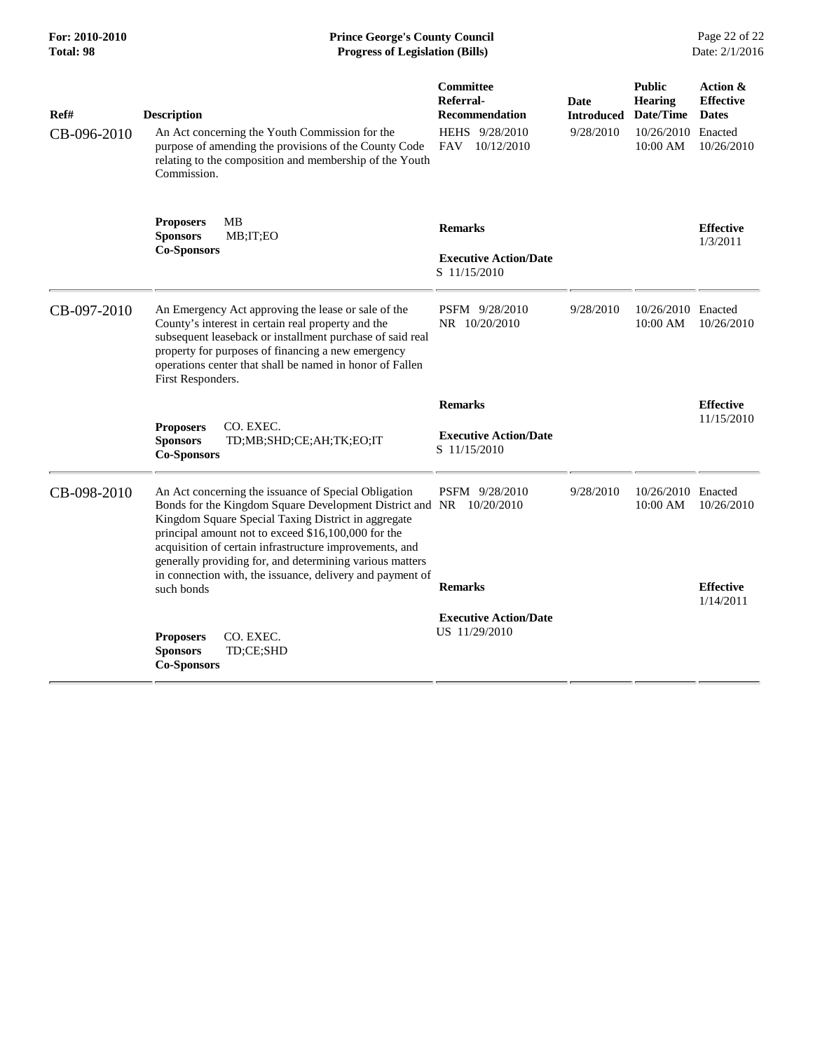| Ref# | Description | Committee Referral-Recommendation | Date Introduced | Public Hearing Date/Time | Action & Effective Dates |
|---|---|---|---|---|---|
| CB-096-2010 | An Act concerning the Youth Commission for the purpose of amending the provisions of the County Code relating to the composition and membership of the Youth Commission. | HEHS 9/28/2010<br>FAV 10/12/2010 | 9/28/2010 | 10/26/2010 10:00 AM | Enacted 10/26/2010 |
| | **Proposers** MB<br>**Sponsors** MB;IT;EO<br>**Co-Sponsors** | **Remarks**<br><br>**Executive Action/Date**<br>S 11/15/2010 | | | **Effective**<br>1/3/2011 |
| CB-097-2010 | An Emergency Act approving the lease or sale of the County's interest in certain real property and the subsequent leaseback or installment purchase of said real property for purposes of financing a new emergency operations center that shall be named in honor of Fallen First Responders. | PSFM 9/28/2010<br>NR 10/20/2010 | 9/28/2010 | 10/26/2010 10:00 AM | Enacted 10/26/2010 |
| | **Proposers** CO. EXEC.<br>**Sponsors** TD;MB;SHD;CE;AH;TK;EO;IT<br>**Co-Sponsors** | **Remarks**<br><br>**Executive Action/Date**<br>S 11/15/2010 | | | **Effective**<br>11/15/2010 |
| CB-098-2010 | An Act concerning the issuance of Special Obligation Bonds for the Kingdom Square Development District and Kingdom Square Special Taxing District in aggregate principal amount not to exceed $16,100,000 for the acquisition of certain infrastructure improvements, and generally providing for, and determining various matters in connection with, the issuance, delivery and payment of such bonds | PSFM 9/28/2010<br>NR 10/20/2010 | 9/28/2010 | 10/26/2010 10:00 AM | Enacted 10/26/2010 |
| | **Proposers** CO. EXEC.<br>**Sponsors** TD;CE;SHD<br>**Co-Sponsors** | **Remarks**<br><br>**Executive Action/Date**<br>US 11/29/2010 | | | **Effective**<br>1/14/2011 |